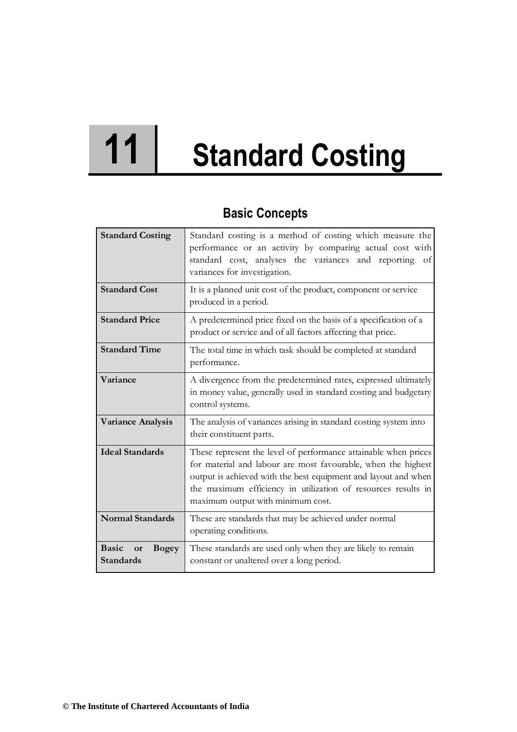# 11 Standard Costing

## Basic Concepts

| | |
|---|---|
| **Standard Costing** | Standard costing is a method of costing which measure the performance or an activity by comparing actual cost with standard cost, analyses the variances and reporting of variances for investigation. |
| **Standard Cost** | It is a planned unit cost of the product, component or service produced in a period. |
| **Standard Price** | A predetermined price fixed on the basis of a specification of a product or service and of all factors affecting that price. |
| **Standard Time** | The total time in which task should be completed at standard performance. |
| **Variance** | A divergence from the predetermined rates, expressed ultimately in money value, generally used in standard costing and budgetary control systems. |
| **Variance Analysis** | The analysis of variances arising in standard costing system into their constituent parts. |
| **Ideal Standards** | These represent the level of performance attainable when prices for material and labour are most favourable, when the highest output is achieved with the best equipment and layout and when the maximum efficiency in utilization of resources results in maximum output with minimum cost. |
| **Normal Standards** | These are standards that may be achieved under normal operating conditions. |
| **Basic or Bogey Standards** | These standards are used only when they are likely to remain constant or unaltered over a long period. |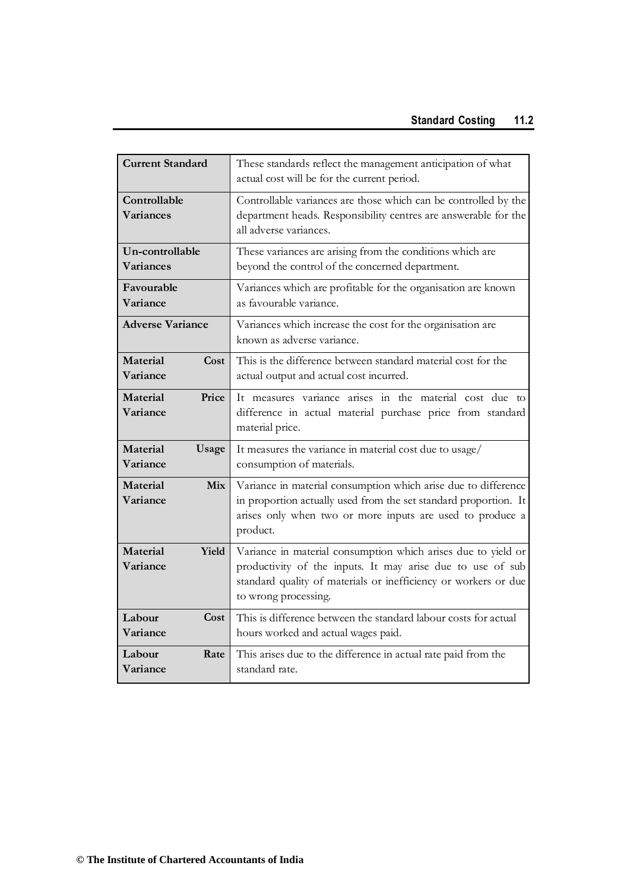| | |
|---|---|
| **Current Standard** | These standards reflect the management anticipation of what actual cost will be for the current period. |
| **Controllable Variances** | Controllable variances are those which can be controlled by the department heads. Responsibility centres are answerable for the all adverse variances. |
| **Un-controllable Variances** | These variances are arising from the conditions which are beyond the control of the concerned department. |
| **Favourable Variance** | Variances which are profitable for the organisation are known as favourable variance. |
| **Adverse Variance** | Variances which increase the cost for the organisation are known as adverse variance. |
| **Material Cost Variance** | This is the difference between standard material cost for the actual output and actual cost incurred. |
| **Material Price Variance** | It measures variance arises in the material cost due to difference in actual material purchase price from standard material price. |
| **Material Usage Variance** | It measures the variance in material cost due to usage/ consumption of materials. |
| **Material Mix Variance** | Variance in material consumption which arise due to difference in proportion actually used from the set standard proportion. It arises only when two or more inputs are used to produce a product. |
| **Material Yield Variance** | Variance in material consumption which arises due to yield or productivity of the inputs. It may arise due to use of sub standard quality of materials or inefficiency or workers or due to wrong processing. |
| **Labour Cost Variance** | This is difference between the standard labour costs for actual hours worked and actual wages paid. |
| **Labour Rate Variance** | This arises due to the difference in actual rate paid from the standard rate. |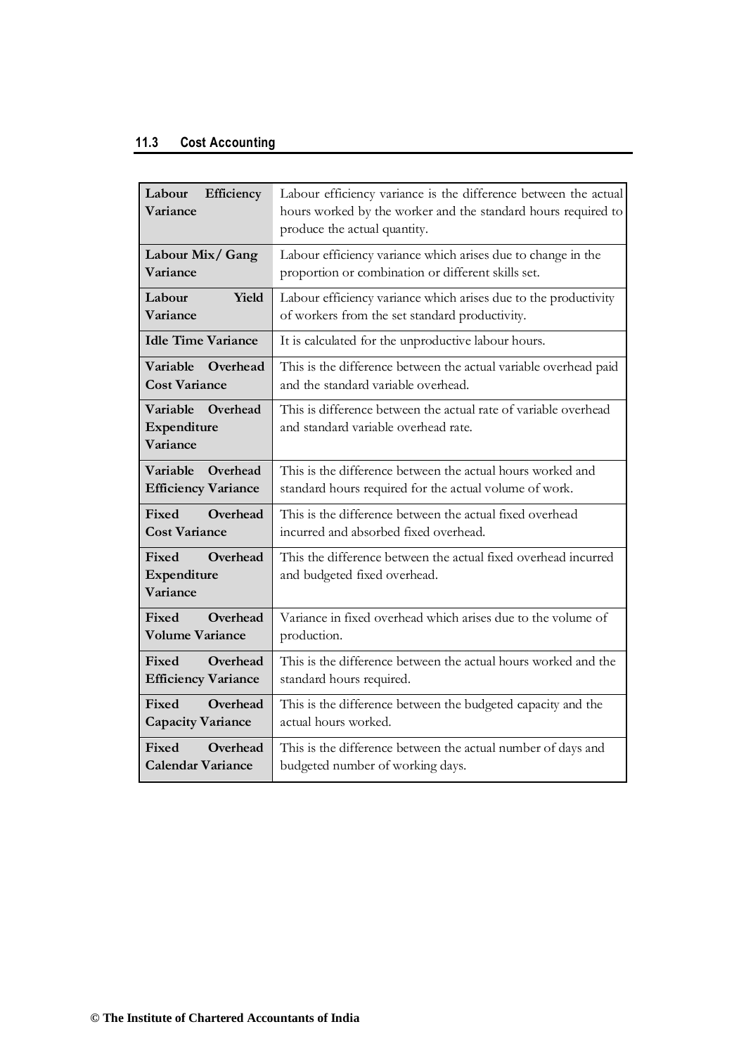| Labour Efficiency Variance | Labour efficiency variance is the difference between the actual hours worked by the worker and the standard hours required to produce the actual quantity. |
|---|---|
| **Labour Mix/ Gang Variance** | Labour efficiency variance which arises due to change in the proportion or combination or different skills set. |
| **Labour Yield Variance** | Labour efficiency variance which arises due to the productivity of workers from the set standard productivity. |
| **Idle Time Variance** | It is calculated for the unproductive labour hours. |
| **Variable Overhead Cost Variance** | This is the difference between the actual variable overhead paid and the standard variable overhead. |
| **Variable Overhead Expenditure Variance** | This is difference between the actual rate of variable overhead and standard variable overhead rate. |
| **Variable Overhead Efficiency Variance** | This is the difference between the actual hours worked and standard hours required for the actual volume of work. |
| **Fixed Overhead Cost Variance** | This is the difference between the actual fixed overhead incurred and absorbed fixed overhead. |
| **Fixed Overhead Expenditure Variance** | This the difference between the actual fixed overhead incurred and budgeted fixed overhead. |
| **Fixed Overhead Volume Variance** | Variance in fixed overhead which arises due to the volume of production. |
| **Fixed Overhead Efficiency Variance** | This is the difference between the actual hours worked and the standard hours required. |
| **Fixed Overhead Capacity Variance** | This is the difference between the budgeted capacity and the actual hours worked. |
| **Fixed Overhead Calendar Variance** | This is the difference between the actual number of days and budgeted number of working days. |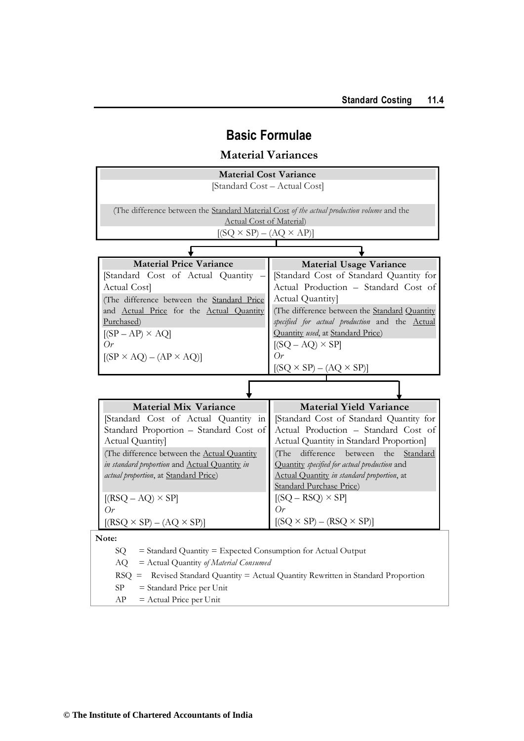# Basic Formulae

## Material Variances

**Material Cost Variance**

[Standard Cost – Actual Cost]

(The difference between the Standard Material Cost *of the actual production volume* and the Actual Cost of Material)

[(SQ × SP) – (AQ × AP)]

| **Material Price Variance** | **Material Usage Variance** |
|---|---|
| [Standard Cost of Actual Quantity – Actual Cost] | [Standard Cost of Standard Quantity for Actual Production – Standard Cost of Actual Quantity] |
| (The difference between the Standard Price and Actual Price for the Actual Quantity Purchased) | (The difference between the Standard Quantity *specified for actual production* and the Actual Quantity *used*, at Standard Price) |
| [(SP – AP) × AQ] | [(SQ – AQ) × SP] |
| *Or* | *Or* |
| [(SP × AQ) – (AP × AQ)] | [(SQ × SP) – (AQ × SP)] |

| **Material Mix Variance** | **Material Yield Variance** |
|---|---|
| [Standard Cost of Actual Quantity in Standard Proportion – Standard Cost of Actual Quantity] | [Standard Cost of Standard Quantity for Actual Production – Standard Cost of Actual Quantity in Standard Proportion] |
| (The difference between the Actual Quantity *in standard proportion* and Actual Quantity *in actual proportion*, at Standard Price) | (The difference between the Standard Quantity *specified for actual production* and Actual Quantity *in standard proportion*, at Standard Purchase Price) |
| [(RSQ – AQ) × SP] | [(SQ – RSQ) × SP] |
| *Or* | *Or* |
| [(RSQ × SP) – (AQ × SP)] | [(SQ × SP) – (RSQ × SP)] |

**Note:**

- SQ = Standard Quantity = Expected Consumption for Actual Output
- AQ = Actual Quantity *of Material Consumed*
- RSQ = Revised Standard Quantity = Actual Quantity Rewritten in Standard Proportion
- SP = Standard Price per Unit
- AP = Actual Price per Unit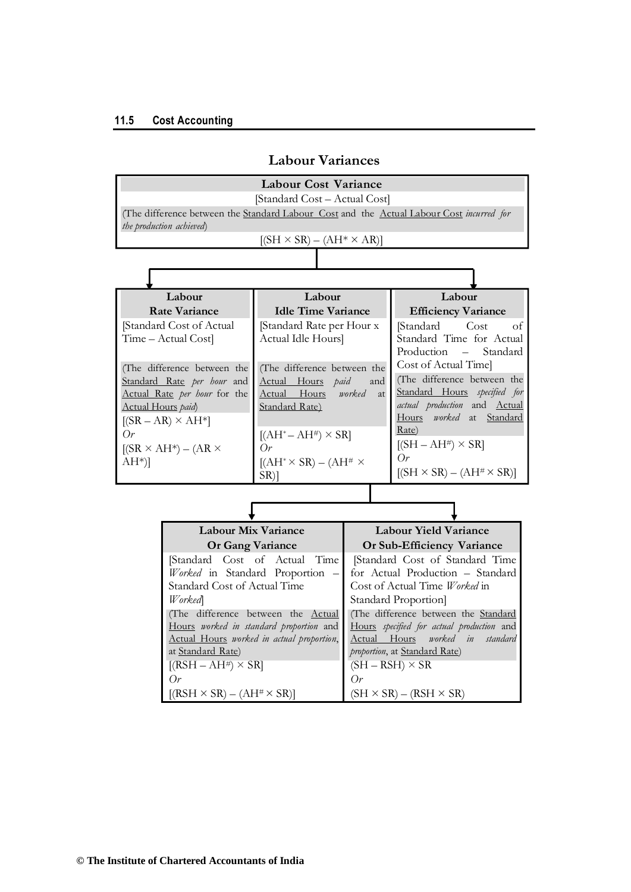## Labour Variances

### Labour Cost Variance

[Standard Cost – Actual Cost]

(The difference between the Standard Labour Cost and the Actual Labour Cost *incurred for the production achieved*)

$[(SH \times SR) - (AH^* \times AR)]$

| Labour Rate Variance | Labour Idle Time Variance | Labour Efficiency Variance |
|---|---|---|
| [Standard Cost of Actual Time – Actual Cost] | [Standard Rate per Hour x Actual Idle Hours] | [Standard Cost of Standard Time for Actual Production – Standard Cost of Actual Time] |
| (The difference between the Standard Rate *per hour* and Actual Rate *per hour* for the Actual Hours *paid*) | (The difference between the Actual Hours *paid* and Actual Hours *worked* at Standard Rate) | (The difference between the Standard Hours *specified for actual production* and Actual Hours *worked* at Standard Rate) |
| $[(SR - AR) \times AH^*]$ *Or* $[(SR \times AH^*) - (AR \times AH^*)]$ | $[(AH^* - AH^\#) \times SR]$ *Or* $[(AH^* \times SR) - (AH^\# \times SR)]$ | $[(SH - AH^\#) \times SR]$ *Or* $[(SH \times SR) - (AH^\# \times SR)]$ |

| Labour Mix Variance Or Gang Variance | Labour Yield Variance Or Sub-Efficiency Variance |
|---|---|
| [Standard Cost of Actual Time *Worked* in Standard Proportion – Standard Cost of Actual Time *Worked*] | [Standard Cost of Standard Time for Actual Production – Standard Cost of Actual Time *Worked* in Standard Proportion] |
| (The difference between the Actual Hours *worked in standard proportion* and Actual Hours *worked in actual proportion*, at Standard Rate) | (The difference between the Standard Hours *specified for actual production* and Actual Hours *worked in standard proportion*, at Standard Rate) |
| $[(RSH - AH^\#) \times SR]$ *Or* $[(RSH \times SR) - (AH^\# \times SR)]$ | $(SH - RSH) \times SR$ *Or* $(SH \times SR) - (RSH \times SR)$ |

© The Institute of Chartered Accountants of India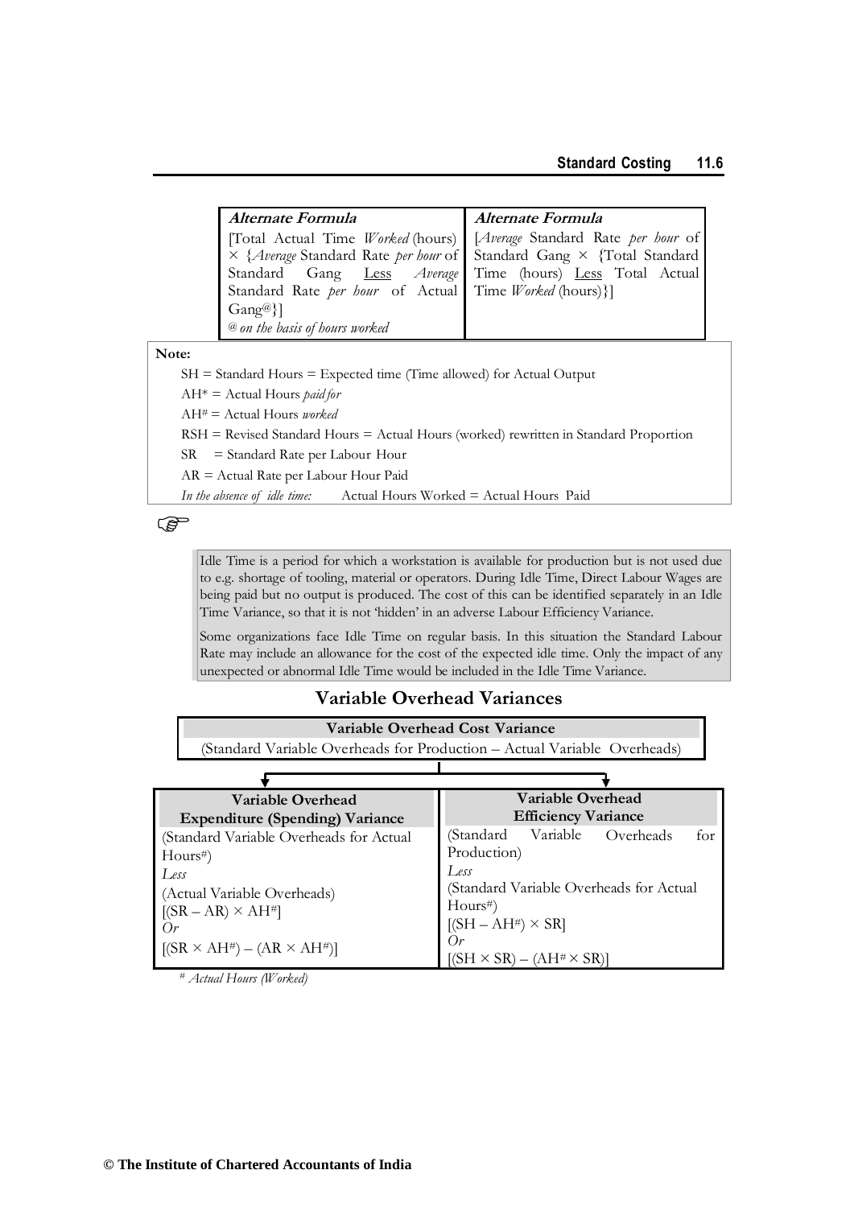| *Alternate Formula* | *Alternate Formula* |
|---|---|
| [Total Actual Time *Worked* (hours) × {*Average* Standard Rate *per hour* of Standard Gang <u>Less</u> *Average* Standard Rate *per hour* of Actual Gang@}]<br>*@ on the basis of hours worked* | [*Average* Standard Rate *per hour* of Standard Gang × {Total Standard Time (hours) <u>Less</u> Total Actual Time *Worked* (hours)}] |

**Note:**

SH = Standard Hours = Expected time (Time allowed) for Actual Output

AH* = Actual Hours *paid for*

AH# = Actual Hours *worked*

RSH = Revised Standard Hours = Actual Hours (worked) rewritten in Standard Proportion

SR = Standard Rate per Labour Hour

AR = Actual Rate per Labour Hour Paid

*In the absence of idle time:* Actual Hours Worked = Actual Hours Paid

☞

Idle Time is a period for which a workstation is available for production but is not used due to e.g. shortage of tooling, material or operators. During Idle Time, Direct Labour Wages are being paid but no output is produced. The cost of this can be identified separately in an Idle Time Variance, so that it is not 'hidden' in an adverse Labour Efficiency Variance.

Some organizations face Idle Time on regular basis. In this situation the Standard Labour Rate may include an allowance for the cost of the expected idle time. Only the impact of any unexpected or abnormal Idle Time would be included in the Idle Time Variance.

## Variable Overhead Variances

**Variable Overhead Cost Variance**

(Standard Variable Overheads for Production – Actual Variable Overheads)

| Variable Overhead Expenditure (Spending) Variance | Variable Overhead Efficiency Variance |
|---|---|
| (Standard Variable Overheads for Actual Hours#)<br>*Less*<br>(Actual Variable Overheads)<br>$[(SR - AR) \times AH^{\#}]$<br>*Or*<br>$[(SR \times AH^{\#}) - (AR \times AH^{\#})]$ | (Standard Variable Overheads for Production)<br>*Less*<br>(Standard Variable Overheads for Actual Hours#)<br>$[(SH - AH^{\#}) \times SR]$<br>*Or*<br>$[(SH \times SR) - (AH^{\#} \times SR)]$ |

*# Actual Hours (Worked)*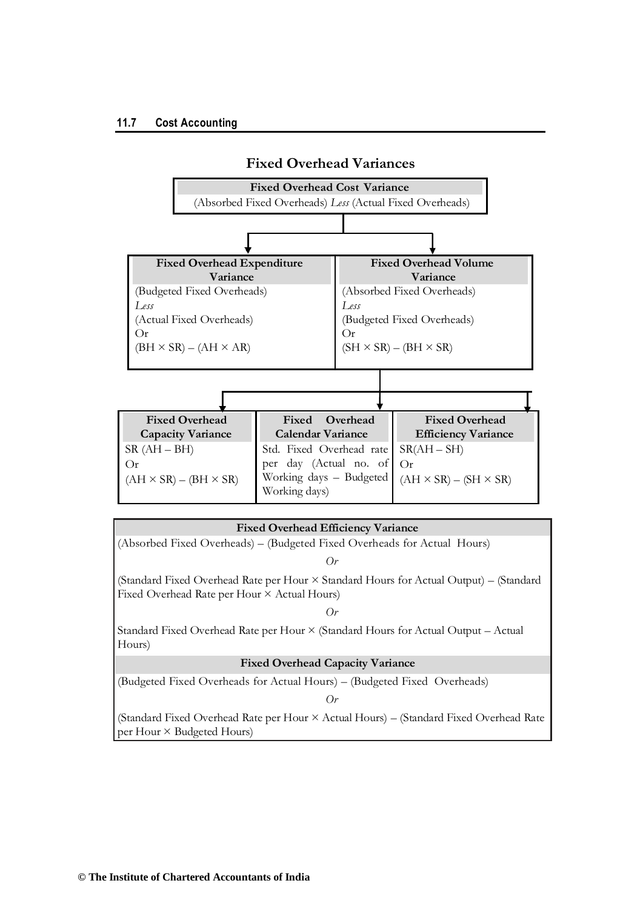## Fixed Overhead Variances

**Fixed Overhead Cost Variance**
(Absorbed Fixed Overheads) *Less* (Actual Fixed Overheads)

| Fixed Overhead Expenditure Variance | Fixed Overhead Volume Variance |
|---|---|
| (Budgeted Fixed Overheads) *Less* (Actual Fixed Overheads) Or (BH × SR) – (AH × AR) | (Absorbed Fixed Overheads) *Less* (Budgeted Fixed Overheads) Or (SH × SR) – (BH × SR) |

| Fixed Overhead Capacity Variance | Fixed Overhead Calendar Variance | Fixed Overhead Efficiency Variance |
|---|---|---|
| SR (AH – BH) Or (AH × SR) – (BH × SR) | Std. Fixed Overhead rate per day (Actual no. of Working days – Budgeted Working days) | SR(AH – SH) Or (AH × SR) – (SH × SR) |

| Fixed Overhead Efficiency Variance |
|---|
| (Absorbed Fixed Overheads) – (Budgeted Fixed Overheads for Actual Hours) |
| *Or* |
| (Standard Fixed Overhead Rate per Hour × Standard Hours for Actual Output) – (Standard Fixed Overhead Rate per Hour × Actual Hours) |
| *Or* |
| Standard Fixed Overhead Rate per Hour × (Standard Hours for Actual Output – Actual Hours) |
| **Fixed Overhead Capacity Variance** |
| (Budgeted Fixed Overheads for Actual Hours) – (Budgeted Fixed Overheads) |
| *Or* |
| (Standard Fixed Overhead Rate per Hour × Actual Hours) – (Standard Fixed Overhead Rate per Hour × Budgeted Hours) |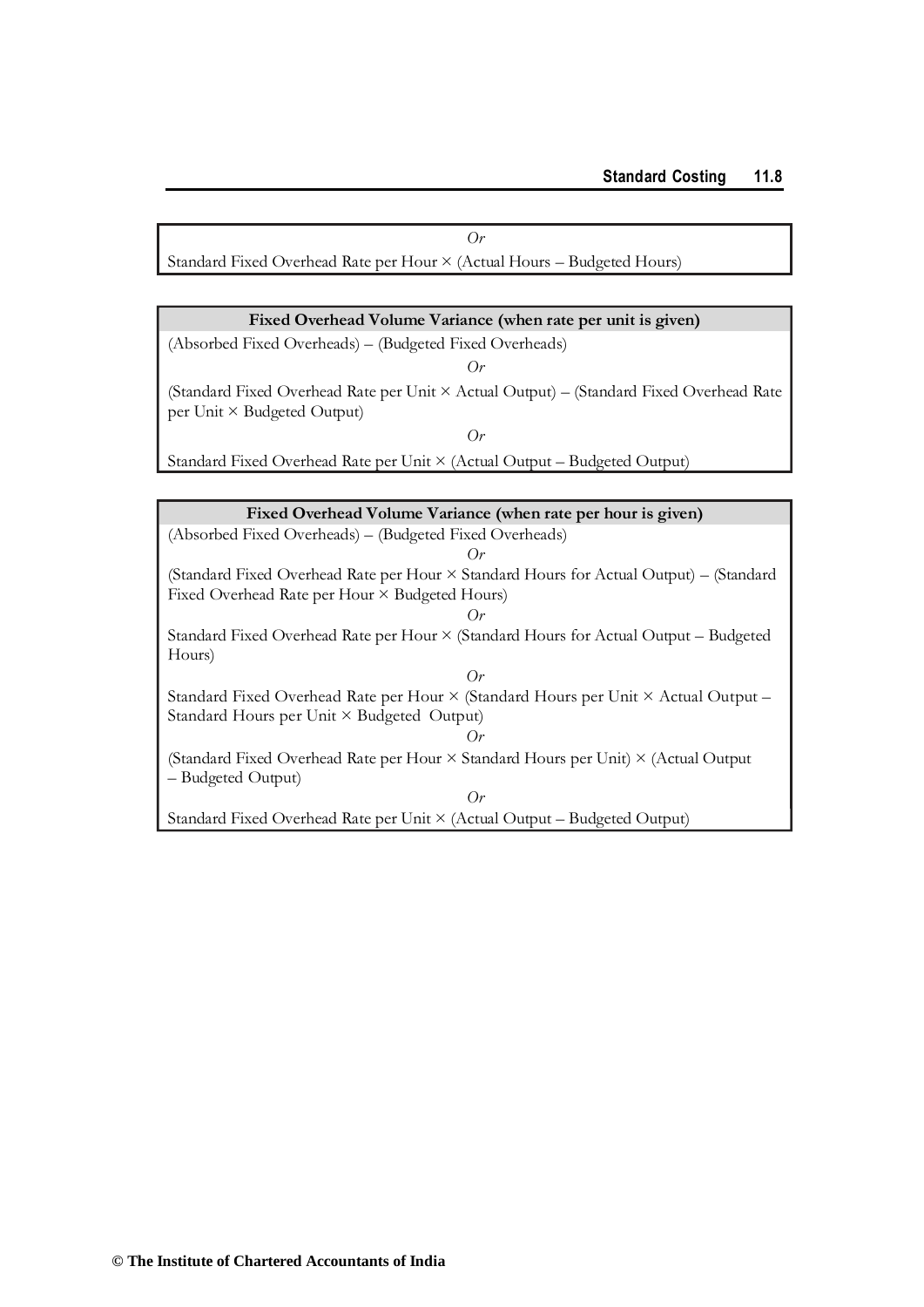*Or*

Standard Fixed Overhead Rate per Hour × (Actual Hours – Budgeted Hours)

| Fixed Overhead Volume Variance (when rate per unit is given) |
|---|
| (Absorbed Fixed Overheads) – (Budgeted Fixed Overheads) |
| *Or* |
| (Standard Fixed Overhead Rate per Unit × Actual Output) – (Standard Fixed Overhead Rate per Unit × Budgeted Output) |
| *Or* |
| Standard Fixed Overhead Rate per Unit × (Actual Output – Budgeted Output) |

| Fixed Overhead Volume Variance (when rate per hour is given) |
|---|
| (Absorbed Fixed Overheads) – (Budgeted Fixed Overheads) |
| *Or* |
| (Standard Fixed Overhead Rate per Hour × Standard Hours for Actual Output) – (Standard Fixed Overhead Rate per Hour × Budgeted Hours) |
| *Or* |
| Standard Fixed Overhead Rate per Hour × (Standard Hours for Actual Output – Budgeted Hours) |
| *Or* |
| Standard Fixed Overhead Rate per Hour × (Standard Hours per Unit × Actual Output – Standard Hours per Unit × Budgeted Output) |
| *Or* |
| (Standard Fixed Overhead Rate per Hour × Standard Hours per Unit) × (Actual Output – Budgeted Output) |
| *Or* |
| Standard Fixed Overhead Rate per Unit × (Actual Output – Budgeted Output) |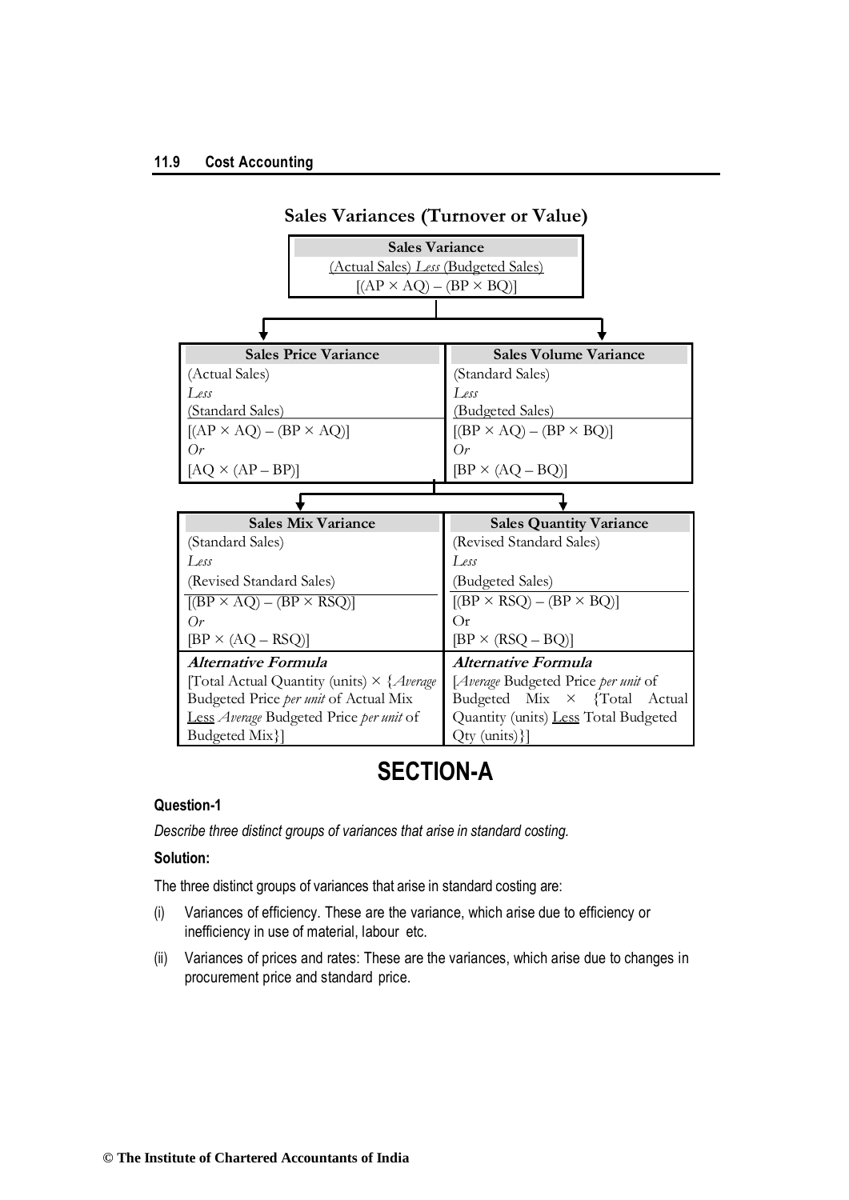## Sales Variances (Turnover or Value)

| Sales Variance |
|---|
| (Actual Sales) *Less* (Budgeted Sales) |
| $[(AP \times AQ) - (BP \times BQ)]$ |

| Sales Price Variance | Sales Volume Variance |
|---|---|
| (Actual Sales) | (Standard Sales) |
| *Less* | *Less* |
| (Standard Sales) | (Budgeted Sales) |
| $[(AP \times AQ) - (BP \times AQ)]$ | $[(BP \times AQ) - (BP \times BQ)]$ |
| *Or* | *Or* |
| $[AQ \times (AP - BP)]$ | $[BP \times (AQ - BQ)]$ |

| Sales Mix Variance | Sales Quantity Variance |
|---|---|
| (Standard Sales) | (Revised Standard Sales) |
| *Less* | *Less* |
| (Revised Standard Sales) | (Budgeted Sales) |
| $[(BP \times AQ) - (BP \times RSQ)]$ | $[(BP \times RSQ) - (BP \times BQ)]$ |
| *Or* | Or |
| $[BP \times (AQ - RSQ)]$ | $[BP \times (RSQ - BQ)]$ |
| ***Alternative Formula*** | ***Alternative Formula*** |
| [Total Actual Quantity (units) × {*Average* Budgeted Price *per unit* of Actual Mix Less *Average* Budgeted Price *per unit* of Budgeted Mix}] | [*Average* Budgeted Price *per unit* of Budgeted Mix × {Total Actual Quantity (units) Less Total Budgeted Qty (units)}] |

# SECTION-A

### Question-1

*Describe three distinct groups of variances that arise in standard costing.*

### Solution:

The three distinct groups of variances that arise in standard costing are:

(i) Variances of efficiency. These are the variance, which arise due to efficiency or inefficiency in use of material, labour etc.

(ii) Variances of prices and rates: These are the variances, which arise due to changes in procurement price and standard price.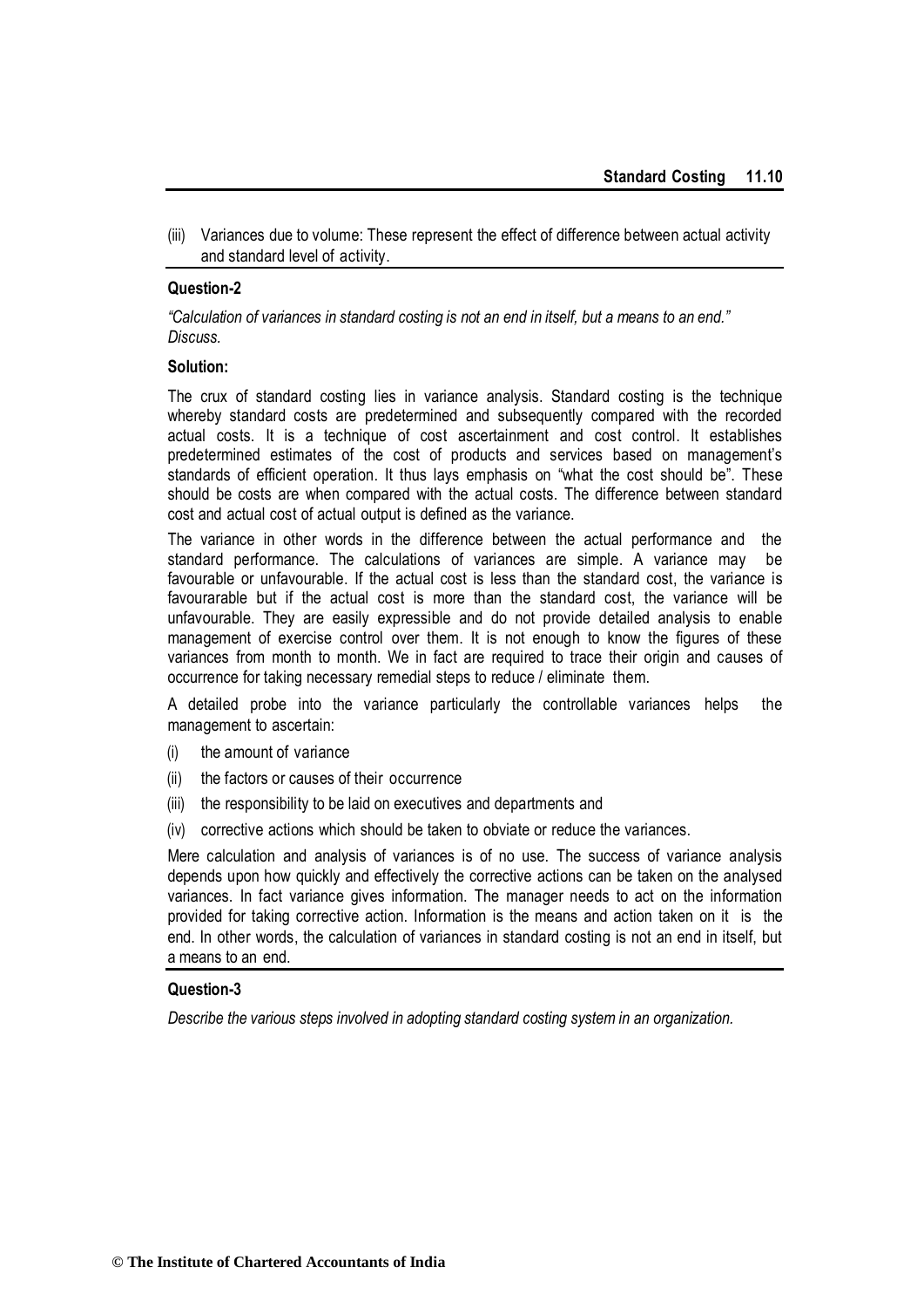(iii) Variances due to volume: These represent the effect of difference between actual activity and standard level of activity.

### Question-2

*"Calculation of variances in standard costing is not an end in itself, but a means to an end." Discuss.*

### Solution:

The crux of standard costing lies in variance analysis. Standard costing is the technique whereby standard costs are predetermined and subsequently compared with the recorded actual costs. It is a technique of cost ascertainment and cost control. It establishes predetermined estimates of the cost of products and services based on management's standards of efficient operation. It thus lays emphasis on "what the cost should be". These should be costs are when compared with the actual costs. The difference between standard cost and actual cost of actual output is defined as the variance.

The variance in other words in the difference between the actual performance and the standard performance. The calculations of variances are simple. A variance may be favourable or unfavourable. If the actual cost is less than the standard cost, the variance is favourarable but if the actual cost is more than the standard cost, the variance will be unfavourable. They are easily expressible and do not provide detailed analysis to enable management of exercise control over them. It is not enough to know the figures of these variances from month to month. We in fact are required to trace their origin and causes of occurrence for taking necessary remedial steps to reduce / eliminate them.

A detailed probe into the variance particularly the controllable variances helps the management to ascertain:

(i) the amount of variance

(ii) the factors or causes of their occurrence

(iii) the responsibility to be laid on executives and departments and

(iv) corrective actions which should be taken to obviate or reduce the variances.

Mere calculation and analysis of variances is of no use. The success of variance analysis depends upon how quickly and effectively the corrective actions can be taken on the analysed variances. In fact variance gives information. The manager needs to act on the information provided for taking corrective action. Information is the means and action taken on it is the end. In other words, the calculation of variances in standard costing is not an end in itself, but a means to an end.

### Question-3

*Describe the various steps involved in adopting standard costing system in an organization.*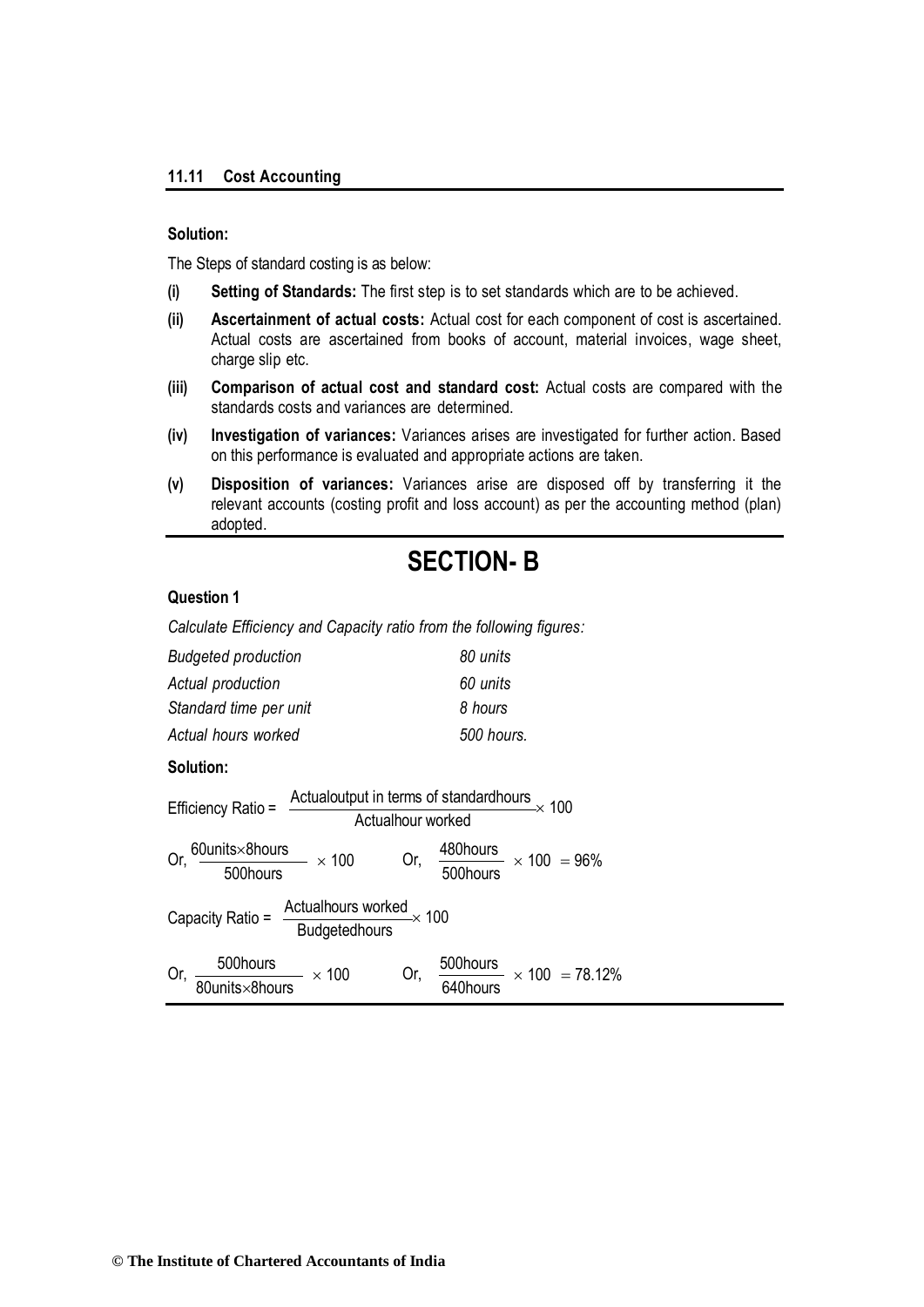**Solution:**

The Steps of standard costing is as below:

**(i) Setting of Standards:** The first step is to set standards which are to be achieved.

**(ii) Ascertainment of actual costs:** Actual cost for each component of cost is ascertained. Actual costs are ascertained from books of account, material invoices, wage sheet, charge slip etc.

**(iii) Comparison of actual cost and standard cost:** Actual costs are compared with the standards costs and variances are determined.

**(iv) Investigation of variances:** Variances arises are investigated for further action. Based on this performance is evaluated and appropriate actions are taken.

**(v) Disposition of variances:** Variances arise are disposed off by transferring it the relevant accounts (costing profit and loss account) as per the accounting method (plan) adopted.

# SECTION- B

**Question 1**

*Calculate Efficiency and Capacity ratio from the following figures:*

| | |
|---|---|
| *Budgeted production* | *80 units* |
| *Actual production* | *60 units* |
| *Standard time per unit* | *8 hours* |
| *Actual hours worked* | *500 hours.* |

**Solution:**

$$\text{Efficiency Ratio} = \frac{\text{Actual output in terms of standard hours}}{\text{Actual hour worked}} \times 100$$

$$\text{Or, } \frac{60\text{units} \times 8\text{hours}}{500\text{hours}} \times 100 \qquad \text{Or, } \frac{480\text{hours}}{500\text{hours}} \times 100 = 96\%$$

$$\text{Capacity Ratio} = \frac{\text{Actual hours worked}}{\text{Budgeted hours}} \times 100$$

$$\text{Or, } \frac{500\text{hours}}{80\text{units} \times 8\text{hours}} \times 100 \qquad \text{Or, } \frac{500\text{hours}}{640\text{hours}} \times 100 = 78.12\%$$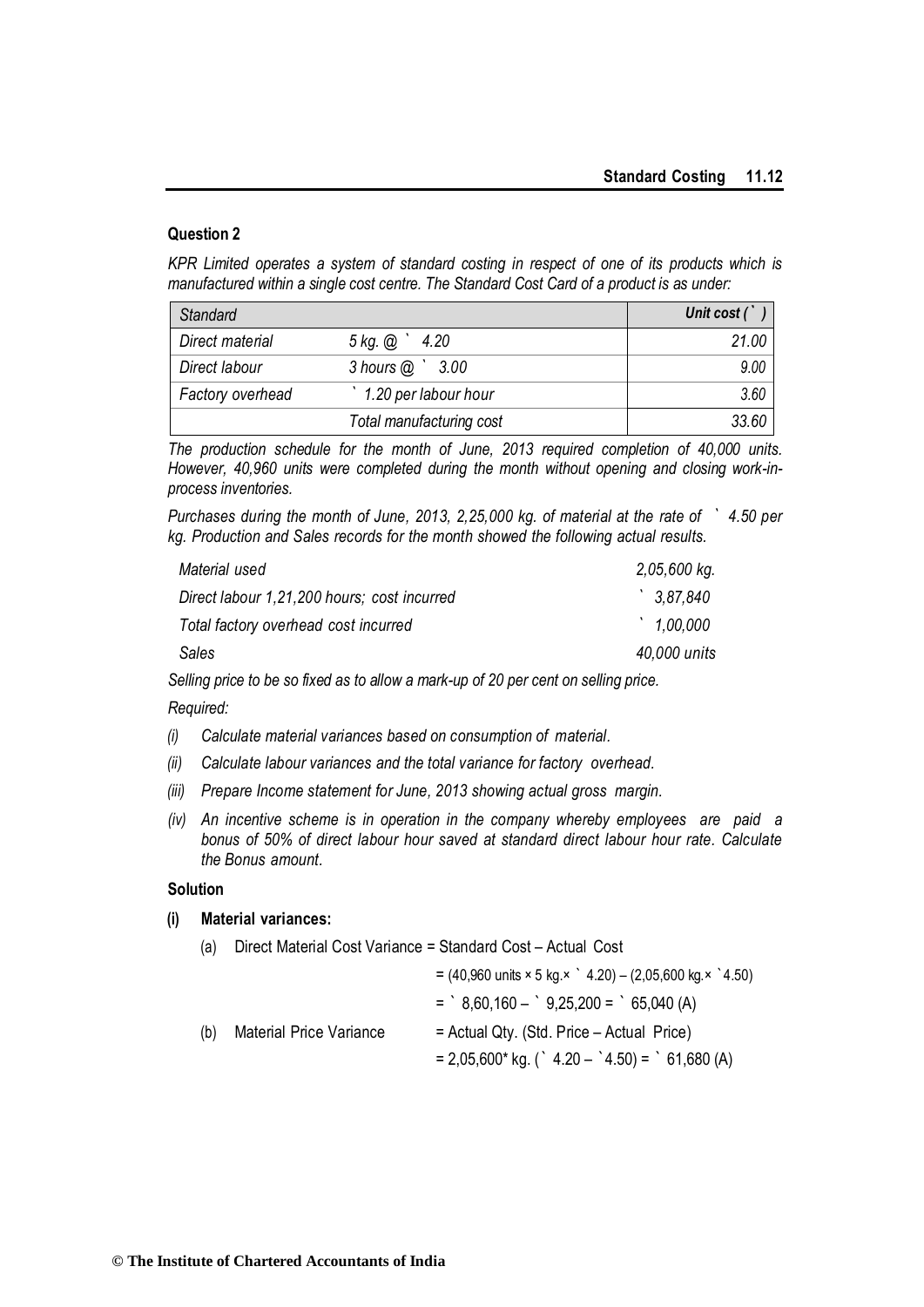### Question 2

*KPR Limited operates a system of standard costing in respect of one of its products which is manufactured within a single cost centre. The Standard Cost Card of a product is as under:*

| *Standard* | | *Unit cost (`)* |
|---|---|---|
| *Direct material* | *5 kg. @ ` 4.20* | *21.00* |
| *Direct labour* | *3 hours @ ` 3.00* | *9.00* |
| *Factory overhead* | *` 1.20 per labour hour* | *3.60* |
| | *Total manufacturing cost* | *33.60* |

*The production schedule for the month of June, 2013 required completion of 40,000 units. However, 40,960 units were completed during the month without opening and closing work-in-process inventories.*

*Purchases during the month of June, 2013, 2,25,000 kg. of material at the rate of ` 4.50 per kg. Production and Sales records for the month showed the following actual results.*

| | |
|---|---|
| *Material used* | *2,05,600 kg.* |
| *Direct labour 1,21,200 hours; cost incurred* | *` 3,87,840* |
| *Total factory overhead cost incurred* | *` 1,00,000* |
| *Sales* | *40,000 units* |

*Selling price to be so fixed as to allow a mark-up of 20 per cent on selling price.*

*Required:*

*(i) Calculate material variances based on consumption of material.*

*(ii) Calculate labour variances and the total variance for factory overhead.*

*(iii) Prepare Income statement for June, 2013 showing actual gross margin.*

*(iv) An incentive scheme is in operation in the company whereby employees are paid a bonus of 50% of direct labour hour saved at standard direct labour hour rate. Calculate the Bonus amount.*

### Solution

**(i) Material variances:**

(a) Direct Material Cost Variance = Standard Cost – Actual Cost

= (40,960 units × 5 kg.× ` 4.20) – (2,05,600 kg.× ` 4.50)

= ` 8,60,160 – ` 9,25,200 = ` 65,040 (A)

(b) Material Price Variance = Actual Qty. (Std. Price – Actual Price)

= 2,05,600* kg. (` 4.20 – ` 4.50) = ` 61,680 (A)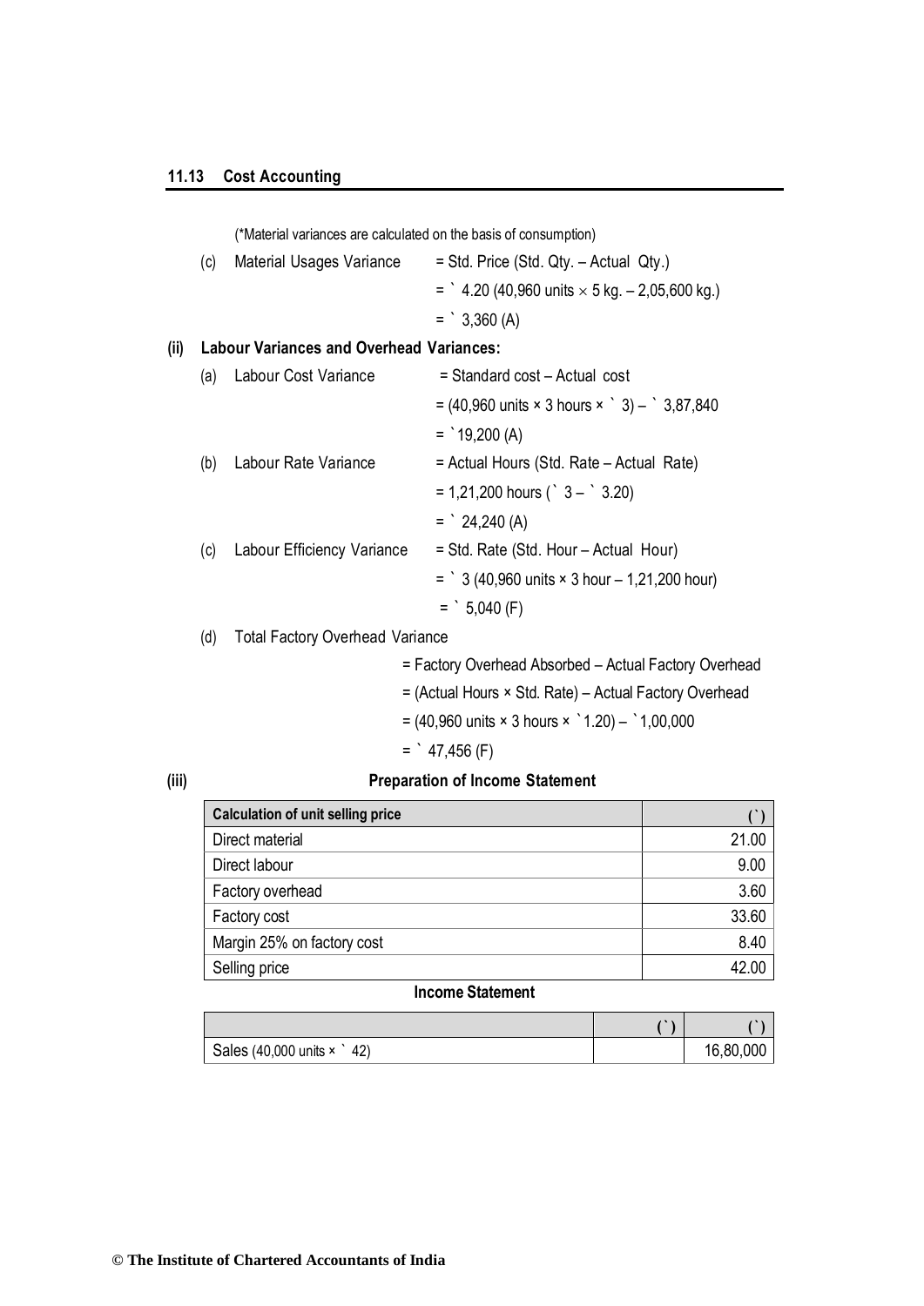(*Material variances are calculated on the basis of consumption)

(c) Material Usages Variance = Std. Price (Std. Qty. – Actual Qty.)

= ` 4.20 (40,960 units × 5 kg. – 2,05,600 kg.)

= ` 3,360 (A)

**(ii) Labour Variances and Overhead Variances:**

(a) Labour Cost Variance = Standard cost – Actual cost

= (40,960 units × 3 hours × ` 3) – ` 3,87,840

= `19,200 (A)

(b) Labour Rate Variance = Actual Hours (Std. Rate – Actual Rate)

= 1,21,200 hours (` 3 – ` 3.20)

= ` 24,240 (A)

(c) Labour Efficiency Variance = Std. Rate (Std. Hour – Actual Hour)

= ` 3 (40,960 units × 3 hour – 1,21,200 hour)

= ` 5,040 (F)

(d) Total Factory Overhead Variance

= Factory Overhead Absorbed – Actual Factory Overhead

= (Actual Hours × Std. Rate) – Actual Factory Overhead

= (40,960 units × 3 hours × `1.20) – `1,00,000

= ` 47,456 (F)

**(iii) Preparation of Income Statement**

| Calculation of unit selling price | (`) |
|---|---|
| Direct material | 21.00 |
| Direct labour | 9.00 |
| Factory overhead | 3.60 |
| Factory cost | 33.60 |
| Margin 25% on factory cost | 8.40 |
| Selling price | 42.00 |

**Income Statement**

| | (`) | (`) |
|---|---|---|
| Sales (40,000 units × ` 42) | | 16,80,000 |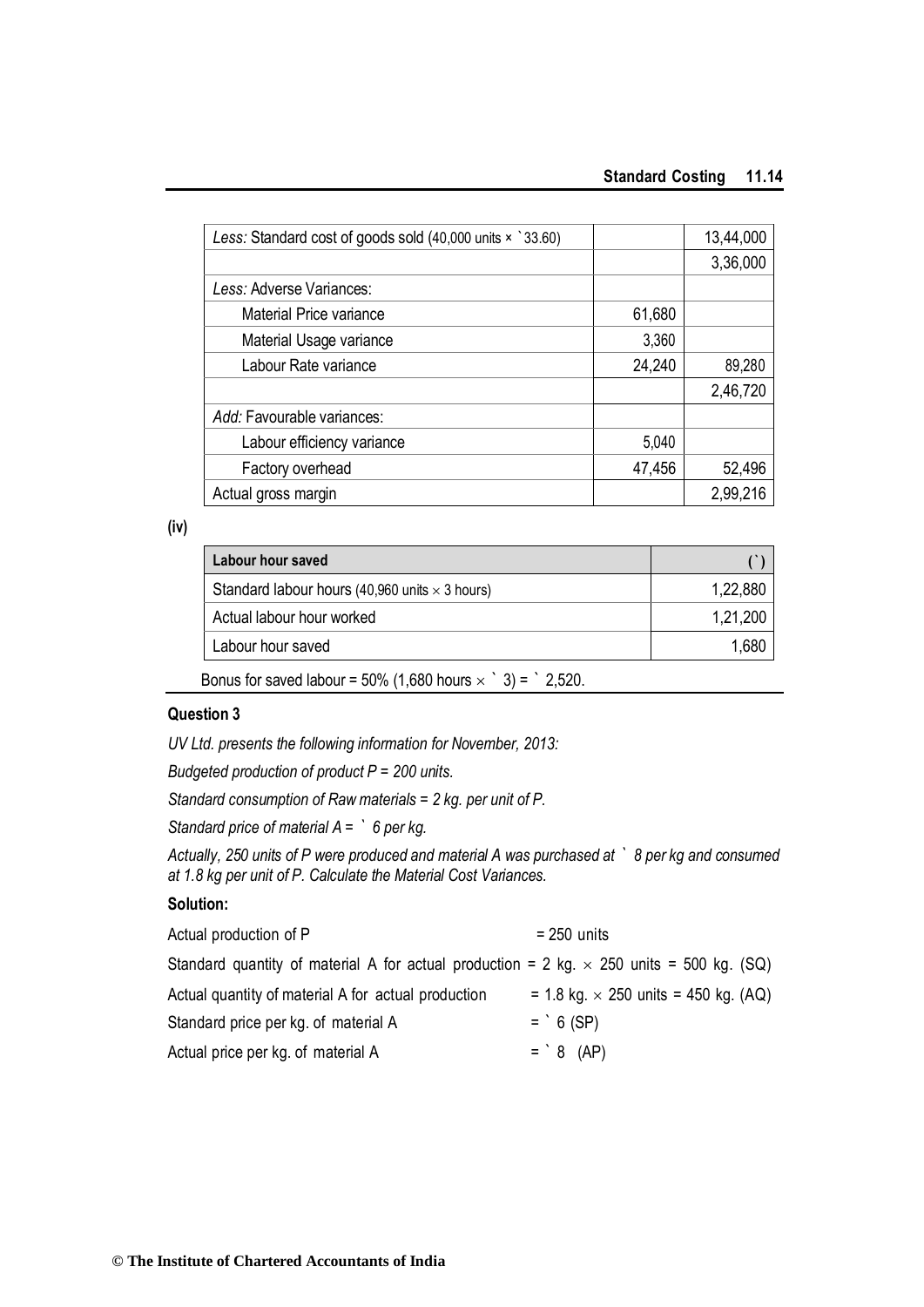| | | |
|---|---|---|
| *Less:* Standard cost of goods sold (40,000 units × ` 33.60) | | 13,44,000 |
| | | 3,36,000 |
| *Less:* Adverse Variances: | | |
| Material Price variance | 61,680 | |
| Material Usage variance | 3,360 | |
| Labour Rate variance | 24,240 | 89,280 |
| | | 2,46,720 |
| *Add:* Favourable variances: | | |
| Labour efficiency variance | 5,040 | |
| Factory overhead | 47,456 | 52,496 |
| Actual gross margin | | 2,99,216 |

**(iv)**

| **Labour hour saved** | **(`)** |
|---|---|
| Standard labour hours (40,960 units × 3 hours) | 1,22,880 |
| Actual labour hour worked | 1,21,200 |
| Labour hour saved | 1,680 |

Bonus for saved labour = 50% (1,680 hours × ` 3) = ` 2,520.

### Question 3

*UV Ltd. presents the following information for November, 2013:*

*Budgeted production of product P = 200 units.*

*Standard consumption of Raw materials = 2 kg. per unit of P.*

*Standard price of material A = ` 6 per kg.*

*Actually, 250 units of P were produced and material A was purchased at ` 8 per kg and consumed at 1.8 kg per unit of P. Calculate the Material Cost Variances.*

### Solution:

Actual production of P = 250 units

Standard quantity of material A for actual production = 2 kg. × 250 units = 500 kg. (SQ)

Actual quantity of material A for actual production = 1.8 kg. × 250 units = 450 kg. (AQ)

Standard price per kg. of material A = ` 6 (SP)

Actual price per kg. of material A = ` 8 (AP)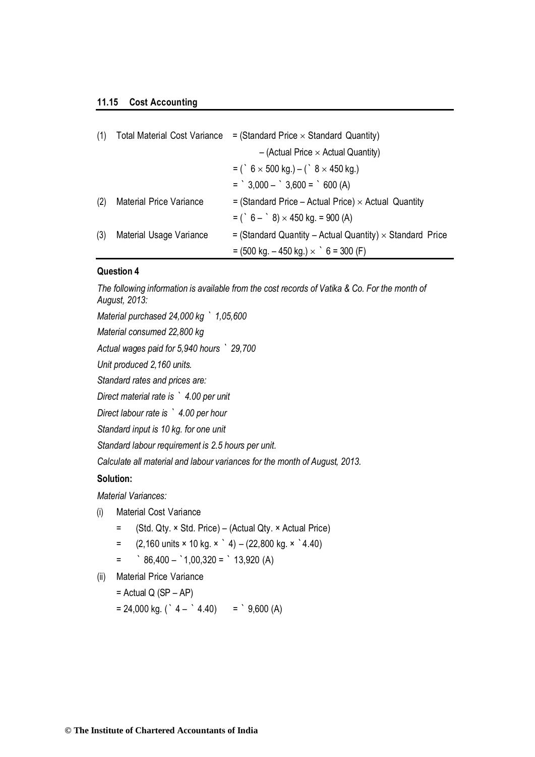| (1) | Total Material Cost Variance | = (Standard Price × Standard Quantity) |
|---|---|---|
| | | – (Actual Price × Actual Quantity) |
| | | = (` 6 × 500 kg.) – (` 8 × 450 kg.) |
| | | = ` 3,000 – ` 3,600 = ` 600 (A) |
| (2) | Material Price Variance | = (Standard Price – Actual Price) × Actual Quantity |
| | | = (` 6 – ` 8) × 450 kg. = 900 (A) |
| (3) | Material Usage Variance | = (Standard Quantity – Actual Quantity) × Standard Price |
| | | = (500 kg. – 450 kg.) × ` 6 = 300 (F) |

**Question 4**

*The following information is available from the cost records of Vatika & Co. For the month of August, 2013:*

*Material purchased 24,000 kg ` 1,05,600*

*Material consumed 22,800 kg*

*Actual wages paid for 5,940 hours ` 29,700*

*Unit produced 2,160 units.*

*Standard rates and prices are:*

*Direct material rate is ` 4.00 per unit*

*Direct labour rate is ` 4.00 per hour*

*Standard input is 10 kg. for one unit*

*Standard labour requirement is 2.5 hours per unit.*

*Calculate all material and labour variances for the month of August, 2013.*

**Solution:**

*Material Variances:*

(i) Material Cost Variance

= (Std. Qty. × Std. Price) – (Actual Qty. × Actual Price)

= (2,160 units × 10 kg. × ` 4) – (22,800 kg. × `4.40)

= ` 86,400 – `1,00,320 = ` 13,920 (A)

(ii) Material Price Variance

= Actual Q (SP – AP)

= 24,000 kg. (` 4 – ` 4.40) = ` 9,600 (A)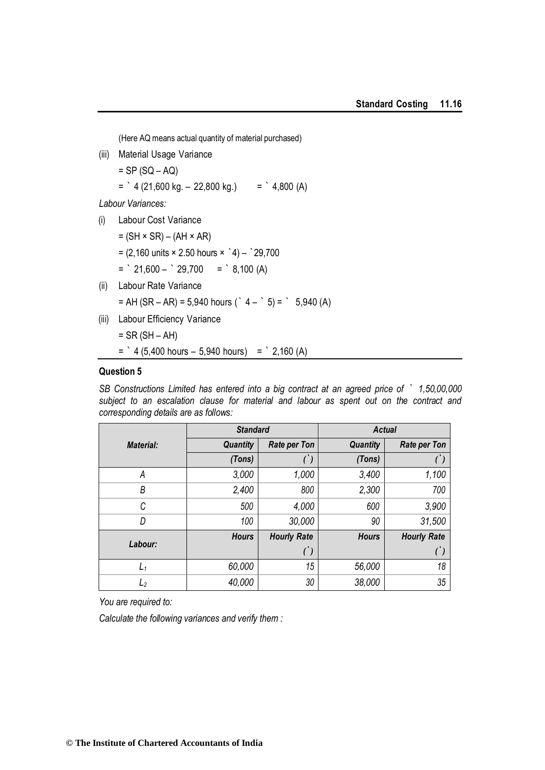(Here AQ means actual quantity of material purchased)

(iii) Material Usage Variance

= SP (SQ – AQ)

= ` 4 (21,600 kg. – 22,800 kg.) = ` 4,800 (A)

*Labour Variances:*

(i) Labour Cost Variance

= (SH × SR) – (AH × AR)

= (2,160 units × 2.50 hours × `4) – `29,700

= ` 21,600 – ` 29,700 = ` 8,100 (A)

(ii) Labour Rate Variance

= AH (SR – AR) = 5,940 hours (` 4 – ` 5) = ` 5,940 (A)

(iii) Labour Efficiency Variance

= SR (SH – AH)

= ` 4 (5,400 hours – 5,940 hours) = ` 2,160 (A)

**Question 5**

*SB Constructions Limited has entered into a big contract at an agreed price of ` 1,50,00,000 subject to an escalation clause for material and labour as spent out on the contract and corresponding details are as follows:*

| | *Standard* | | *Actual* | |
|---|---|---|---|---|
| ***Material:*** | ***Quantity (Tons)*** | ***Rate per Ton (`)*** | ***Quantity (Tons)*** | ***Rate per Ton (`)*** |
| *A* | *3,000* | *1,000* | *3,400* | *1,100* |
| *B* | *2,400* | *800* | *2,300* | *700* |
| *C* | *500* | *4,000* | *600* | *3,900* |
| *D* | *100* | *30,000* | *90* | *31,500* |
| ***Labour:*** | ***Hours*** | ***Hourly Rate (`)*** | ***Hours*** | ***Hourly Rate (`)*** |
| $L_1$ | *60,000* | *15* | *56,000* | *18* |
| $L_2$ | *40,000* | *30* | *38,000* | *35* |

*You are required to:*

*Calculate the following variances and verify them :*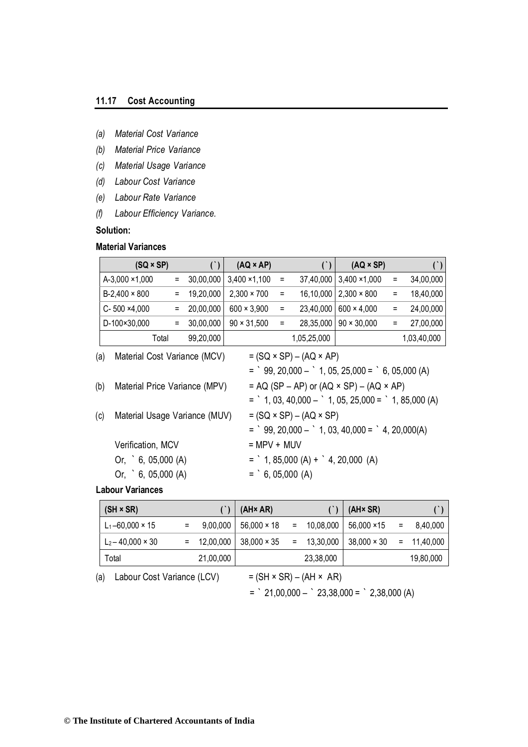*(a) Material Cost Variance*

*(b) Material Price Variance*

*(c) Material Usage Variance*

*(d) Labour Cost Variance*

*(e) Labour Rate Variance*

*(f) Labour Efficiency Variance.*

**Solution:**

**Material Variances**

| (SQ × SP) | | (`) | (AQ × AP) | | (`) | (AQ × SP) | | (`) |
|---|---|---|---|---|---|---|---|---|
| A-3,000 ×1,000 | = | 30,00,000 | 3,400 ×1,100 | = | 37,40,000 | 3,400 ×1,000 | = | 34,00,000 |
| B-2,400 × 800 | = | 19,20,000 | 2,300 × 700 | = | 16,10,000 | 2,300 × 800 | = | 18,40,000 |
| C- 500 ×4,000 | = | 20,00,000 | 600 × 3,900 | = | 23,40,000 | 600 × 4,000 | = | 24,00,000 |
| D-100×30,000 | = | 30,00,000 | 90 × 31,500 | = | 28,35,000 | 90 × 30,000 | = | 27,00,000 |
| Total | | 99,20,000 | | | 1,05,25,000 | | | 1,03,40,000 |

(a) Material Cost Variance (MCV) = (SQ × SP) – (AQ × AP)

= ` 99, 20,000 – ` 1, 05, 25,000 = ` 6, 05,000 (A)

(b) Material Price Variance (MPV) = AQ (SP – AP) or (AQ × SP) – (AQ × AP)

= ` 1, 03, 40,000 – ` 1, 05, 25,000 = ` 1, 85,000 (A)

(c) Material Usage Variance (MUV) = (SQ × SP) – (AQ × SP)

= ` 99, 20,000 – ` 1, 03, 40,000 = ` 4, 20,000(A)

Verification, MCV = MPV + MUV

Or, ` 6, 05,000 (A) = ` 1, 85,000 (A) + ` 4, 20,000 (A)

Or, ` 6, 05,000 (A) = ` 6, 05,000 (A)

**Labour Variances**

| (SH × SR) | | (`) | (AH× AR) | | (`) | (AH× SR) | | (`) |
|---|---|---|---|---|---|---|---|---|
| $L_1$ –60,000 × 15 | = | 9,00,000 | 56,000 × 18 | = | 10,08,000 | 56,000 ×15 | = | 8,40,000 |
| $L_2$ – 40,000 × 30 | = | 12,00,000 | 38,000 × 35 | = | 13,30,000 | 38,000 × 30 | = | 11,40,000 |
| Total | | 21,00,000 | | | 23,38,000 | | | 19,80,000 |

(a) Labour Cost Variance (LCV) = (SH × SR) – (AH × AR)

= ` 21,00,000 – ` 23,38,000 = ` 2,38,000 (A)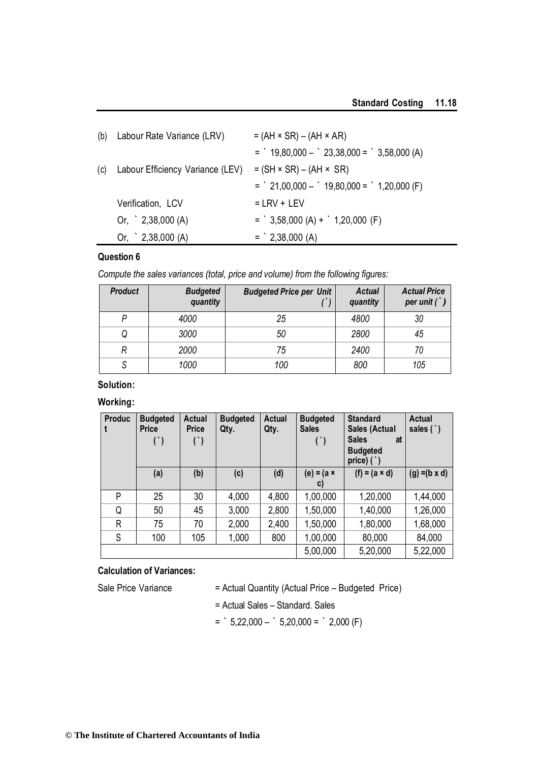(b) Labour Rate Variance (LRV) = (AH × SR) – (AH × AR)

= ` 19,80,000 – ` 23,38,000 = ` 3,58,000 (A)

(c) Labour Efficiency Variance (LEV) = (SH × SR) – (AH × SR)

= ` 21,00,000 – ` 19,80,000 = ` 1,20,000 (F)

Verification, LCV = LRV + LEV

Or, ` 2,38,000 (A) = ` 3,58,000 (A) + ` 1,20,000 (F)

Or, ` 2,38,000 (A) = ` 2,38,000 (A)

**Question 6**

*Compute the sales variances (total, price and volume) from the following figures:*

| *Product* | *Budgeted quantity* | *Budgeted Price per Unit (`)* | *Actual quantity* | *Actual Price per unit (`)* |
|---|---|---|---|---|
| *P* | *4000* | *25* | *4800* | *30* |
| *Q* | *3000* | *50* | *2800* | *45* |
| *R* | *2000* | *75* | *2400* | *70* |
| *S* | *1000* | *100* | *800* | *105* |

**Solution:**

**Working:**

| Product | Budgeted Price (`) | Actual Price (`) | Budgeted Qty. | Actual Qty. | Budgeted Sales (`) | Standard Sales (Actual Sales at Budgeted price) (`) | Actual sales (`) |
|---|---|---|---|---|---|---|---|
| | (a) | (b) | (c) | (d) | (e) = (a × c) | (f) = (a × d) | (g) =(b x d) |
| P | 25 | 30 | 4,000 | 4,800 | 1,00,000 | 1,20,000 | 1,44,000 |
| Q | 50 | 45 | 3,000 | 2,800 | 1,50,000 | 1,40,000 | 1,26,000 |
| R | 75 | 70 | 2,000 | 2,400 | 1,50,000 | 1,80,000 | 1,68,000 |
| S | 100 | 105 | 1,000 | 800 | 1,00,000 | 80,000 | 84,000 |
| | | | | | 5,00,000 | 5,20,000 | 5,22,000 |

**Calculation of Variances:**

Sale Price Variance = Actual Quantity (Actual Price – Budgeted Price)

= Actual Sales – Standard. Sales

= ` 5,22,000 – ` 5,20,000 = ` 2,000 (F)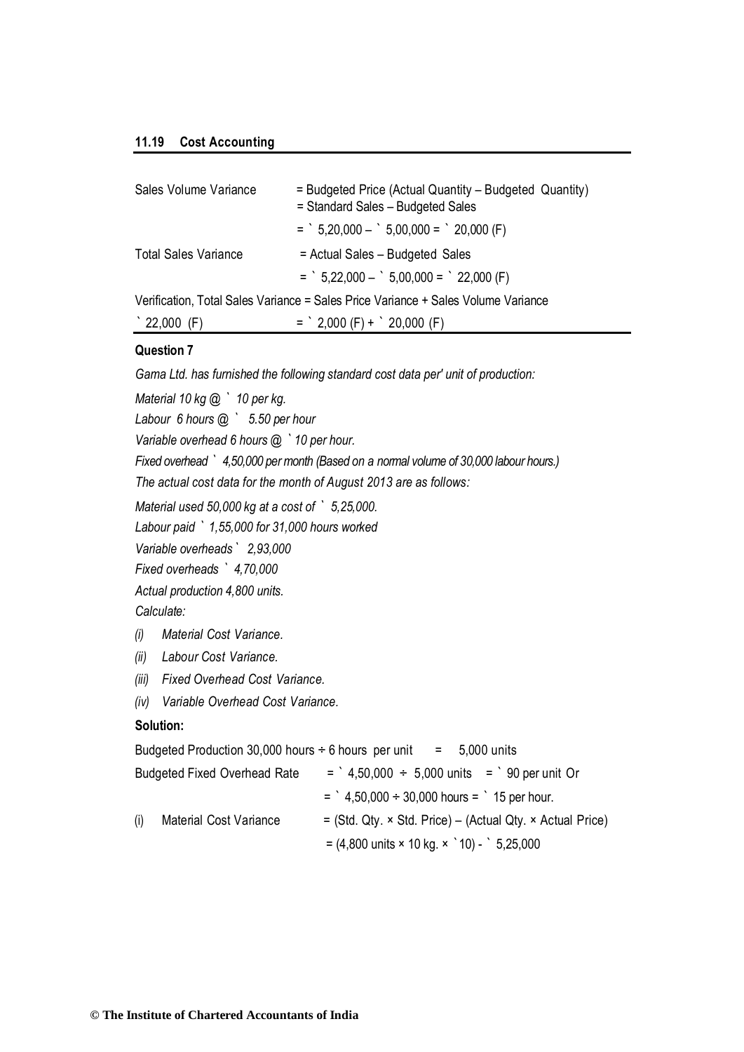| | |
|---|---|
| Sales Volume Variance | = Budgeted Price (Actual Quantity – Budgeted Quantity) |
| | = Standard Sales – Budgeted Sales |
| | = ` 5,20,000 – ` 5,00,000 = ` 20,000 (F) |
| Total Sales Variance | = Actual Sales – Budgeted Sales |
| | = ` 5,22,000 – ` 5,00,000 = ` 22,000 (F) |

Verification, Total Sales Variance = Sales Price Variance + Sales Volume Variance

` 22,000 (F) = ` 2,000 (F) + ` 20,000 (F)

**Question 7**

*Gama Ltd. has furnished the following standard cost data per' unit of production:*

*Material 10 kg @ ` 10 per kg.*

*Labour 6 hours @ ` 5.50 per hour*

*Variable overhead 6 hours @ ` 10 per hour.*

*Fixed overhead ` 4,50,000 per month (Based on a normal volume of 30,000 labour hours.)*

*The actual cost data for the month of August 2013 are as follows:*

*Material used 50,000 kg at a cost of ` 5,25,000.*

*Labour paid ` 1,55,000 for 31,000 hours worked*

*Variable overheads ` 2,93,000*

*Fixed overheads ` 4,70,000*

*Actual production 4,800 units.*

*Calculate:*

*(i) Material Cost Variance.*

*(ii) Labour Cost Variance.*

*(iii) Fixed Overhead Cost Variance.*

*(iv) Variable Overhead Cost Variance.*

**Solution:**

Budgeted Production 30,000 hours ÷ 6 hours per unit = 5,000 units

Budgeted Fixed Overhead Rate = ` 4,50,000 ÷ 5,000 units = ` 90 per unit Or

= ` 4,50,000 ÷ 30,000 hours = ` 15 per hour.

(i) Material Cost Variance = (Std. Qty. × Std. Price) – (Actual Qty. × Actual Price)

= (4,800 units × 10 kg. × `10) - ` 5,25,000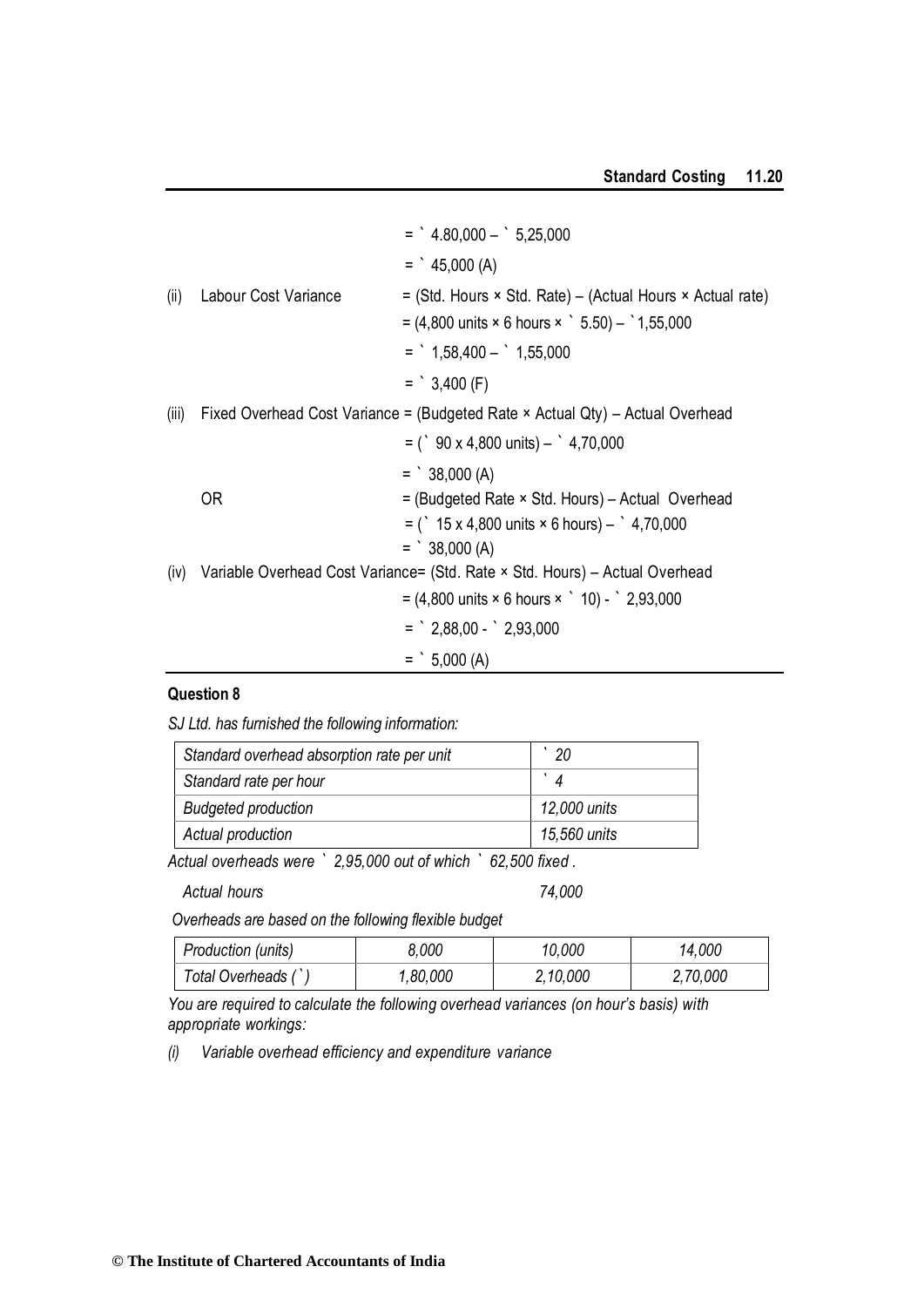= ` 4.80,000 – ` 5,25,000

= ` 45,000 (A)

(ii) Labour Cost Variance = (Std. Hours × Std. Rate) – (Actual Hours × Actual rate)

= (4,800 units × 6 hours × ` 5.50) – `1,55,000

= ` 1,58,400 – ` 1,55,000

= ` 3,400 (F)

(iii) Fixed Overhead Cost Variance = (Budgeted Rate × Actual Qty) – Actual Overhead

= (` 90 x 4,800 units) – ` 4,70,000

= ` 38,000 (A)

OR = (Budgeted Rate × Std. Hours) – Actual Overhead

= (` 15 x 4,800 units × 6 hours) – ` 4,70,000

= ` 38,000 (A)

(iv) Variable Overhead Cost Variance= (Std. Rate × Std. Hours) – Actual Overhead

= (4,800 units × 6 hours × ` 10) - ` 2,93,000

= ` 2,88,00 - ` 2,93,000

= ` 5,000 (A)

### Question 8

*SJ Ltd. has furnished the following information:*

| *Standard overhead absorption rate per unit* | *` 20* |
|---|---|
| *Standard rate per hour* | *` 4* |
| *Budgeted production* | *12,000 units* |
| *Actual production* | *15,560 units* |

*Actual overheads were ` 2,95,000 out of which ` 62,500 fixed .*

*Actual hours* *74,000*

*Overheads are based on the following flexible budget*

| *Production (units)* | *8,000* | *10,000* | *14,000* |
|---|---|---|---|
| *Total Overheads (`)* | *1,80,000* | *2,10,000* | *2,70,000* |

*You are required to calculate the following overhead variances (on hour's basis) with appropriate workings:*

*(i) Variable overhead efficiency and expenditure variance*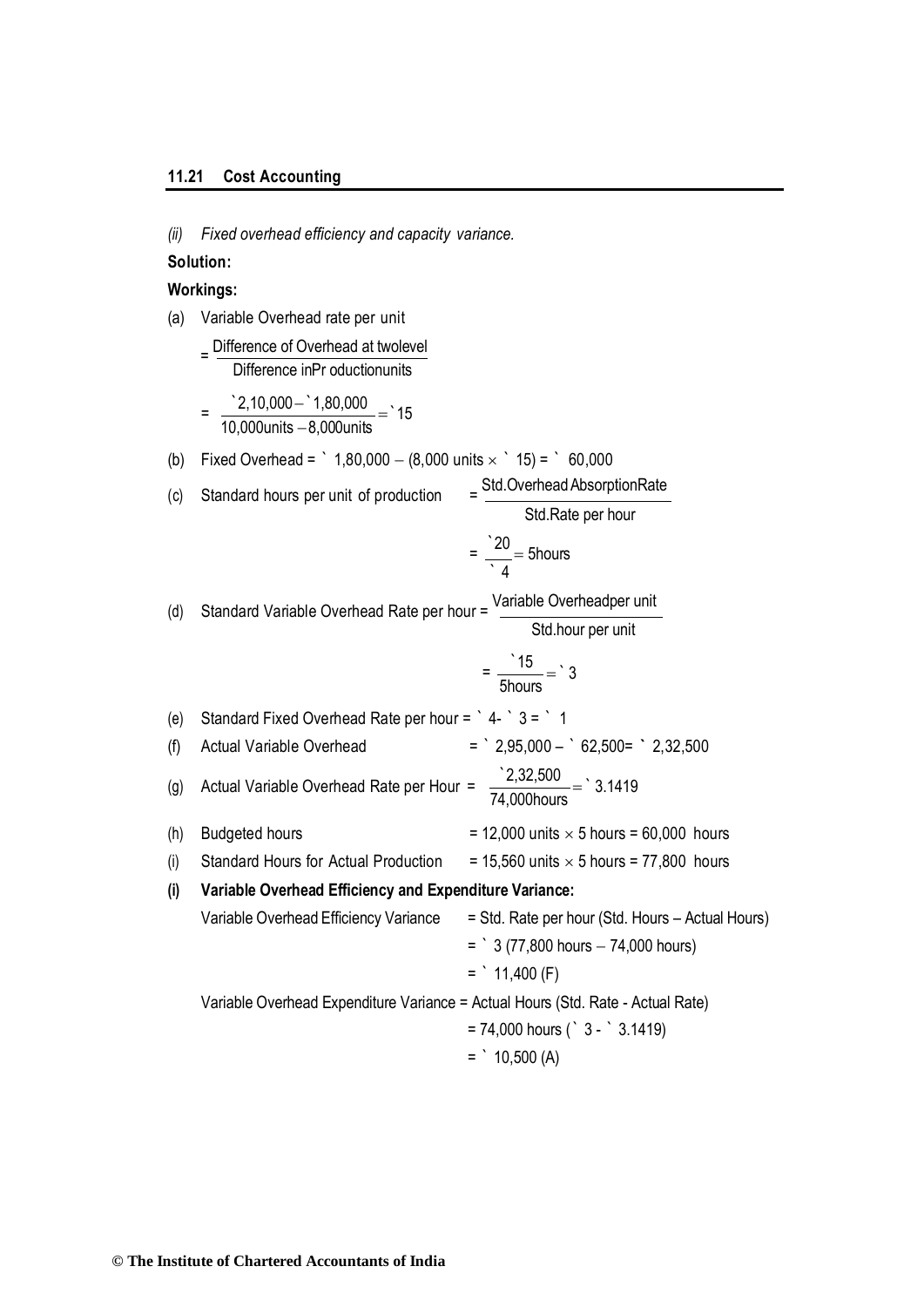*(ii) Fixed overhead efficiency and capacity variance.*

**Solution:**

**Workings:**

(a) Variable Overhead rate per unit

$$= \frac{\text{Difference of Overhead at two level}}{\text{Difference in Production units}}$$

$$= \frac{₹2,10,000 - ₹1,80,000}{10,000\text{ units} - 8,000\text{ units}} = ₹15$$

(b) Fixed Overhead = ₹ 1,80,000 − (8,000 units × ₹ 15) = ₹ 60,000

(c) Standard hours per unit of production $= \frac{\text{Std. Overhead Absorption Rate}}{\text{Std. Rate per hour}}$

$$= \frac{₹20}{₹4} = 5\text{ hours}$$

(d) Standard Variable Overhead Rate per hour = $\frac{\text{Variable Overhead per unit}}{\text{Std. hour per unit}}$

$$= \frac{₹15}{5\text{ hours}} = ₹3$$

(e) Standard Fixed Overhead Rate per hour = ₹ 4- ₹ 3 = ₹ 1

(f) Actual Variable Overhead = ₹ 2,95,000 – ₹ 62,500= ₹ 2,32,500

(g) Actual Variable Overhead Rate per Hour = $\frac{₹2,32,500}{74,000\text{ hours}} = ₹3.1419$

(h) Budgeted hours = 12,000 units × 5 hours = 60,000 hours

(i) Standard Hours for Actual Production = 15,560 units × 5 hours = 77,800 hours

**(i) Variable Overhead Efficiency and Expenditure Variance:**

Variable Overhead Efficiency Variance = Std. Rate per hour (Std. Hours – Actual Hours)

= ₹ 3 (77,800 hours − 74,000 hours)

= ₹ 11,400 (F)

Variable Overhead Expenditure Variance = Actual Hours (Std. Rate - Actual Rate)

= 74,000 hours (₹ 3 - ₹ 3.1419)

= ₹ 10,500 (A)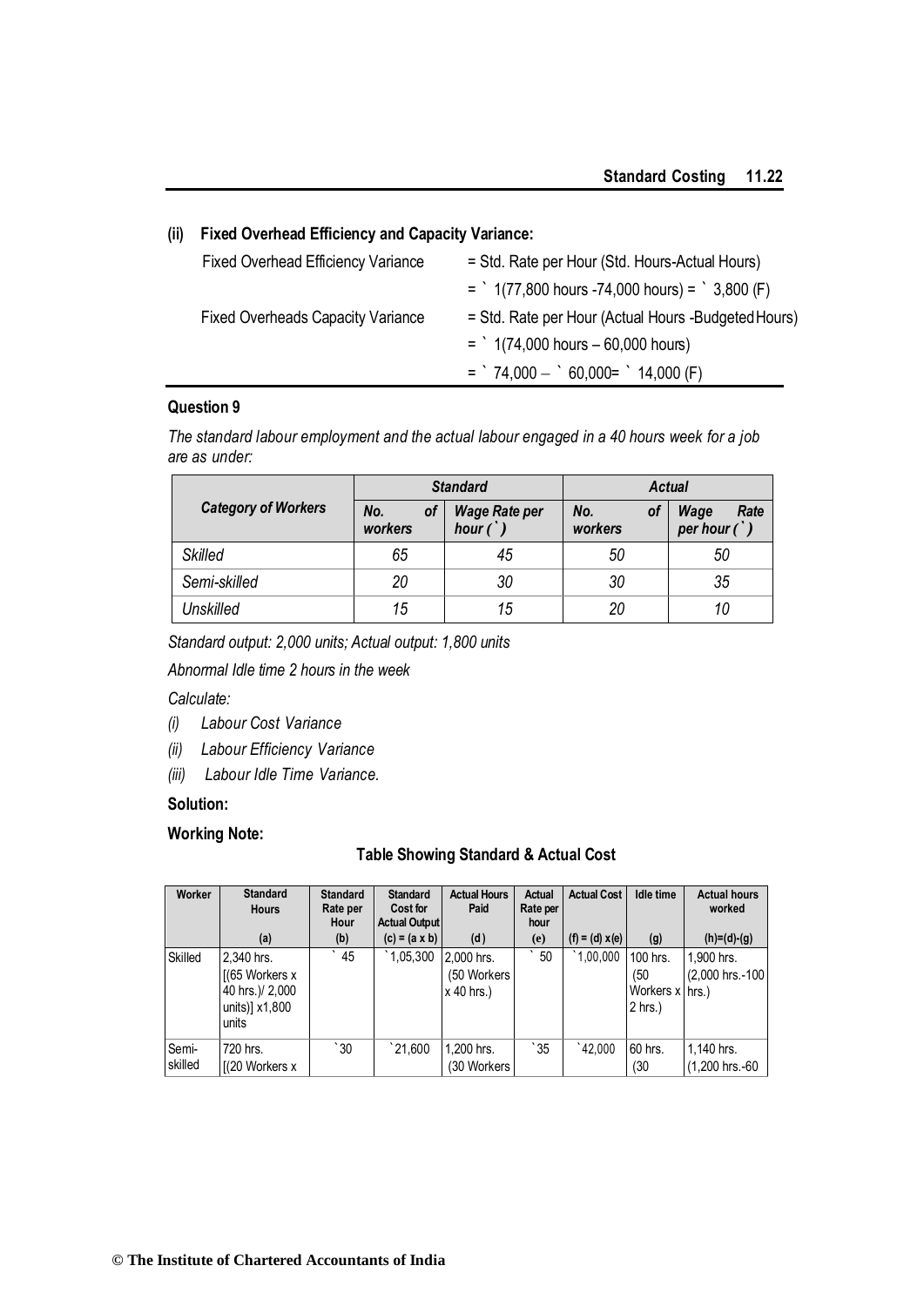**(ii) Fixed Overhead Efficiency and Capacity Variance:**

| | |
|---|---|
| Fixed Overhead Efficiency Variance | = Std. Rate per Hour (Std. Hours-Actual Hours) |
| | = ` 1(77,800 hours -74,000 hours) = ` 3,800 (F) |
| Fixed Overheads Capacity Variance | = Std. Rate per Hour (Actual Hours -Budgeted Hours) |
| | = ` 1(74,000 hours – 60,000 hours) |
| | = ` 74,000 – ` 60,000= ` 14,000 (F) |

**Question 9**

*The standard labour employment and the actual labour engaged in a 40 hours week for a job are as under:*

| *Category of Workers* | *Standard* | | *Actual* | |
|---|---|---|---|---|
| | *No. of workers* | *Wage Rate per hour (`)* | *No. of workers* | *Wage Rate per hour (`)* |
| *Skilled* | *65* | *45* | *50* | *50* |
| *Semi-skilled* | *20* | *30* | *30* | *35* |
| *Unskilled* | *15* | *15* | *20* | *10* |

*Standard output: 2,000 units; Actual output: 1,800 units*

*Abnormal Idle time 2 hours in the week*

*Calculate:*

*(i) Labour Cost Variance*

*(ii) Labour Efficiency Variance*

*(iii) Labour Idle Time Variance.*

**Solution:**

**Working Note:**

**Table Showing Standard & Actual Cost**

| Worker | Standard Hours (a) | Standard Rate per Hour (b) | Standard Cost for Actual Output (c) = (a x b) | Actual Hours Paid (d) | Actual Rate per hour (e) | Actual Cost (f) = (d) x(e) | Idle time (g) | Actual hours worked (h)=(d)-(g) |
|---|---|---|---|---|---|---|---|---|
| Skilled | 2,340 hrs. [(65 Workers x 40 hrs.)/ 2,000 units)] x1,800 units | ` 45 | `1,05,300 | 2,000 hrs. (50 Workers x 40 hrs.) | ` 50 | `1,00,000 | 100 hrs. (50 Workers x 2 hrs.) | 1,900 hrs. (2,000 hrs.-100 hrs.) |
| Semi-skilled | 720 hrs. [(20 Workers x | `30 | `21,600 | 1,200 hrs. (30 Workers | `35 | `42,000 | 60 hrs. (30 | 1,140 hrs. (1,200 hrs.-60 |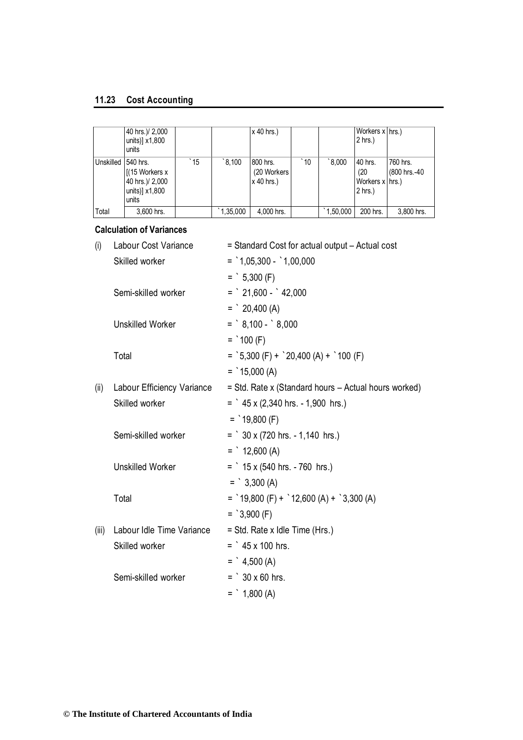| | 40 hrs.)/ 2,000 units)] x1,800 units | | | x 40 hrs.) | | | Workers x 2 hrs.) | hrs.) |
|---|---|---|---|---|---|---|---|---|
| Unskilled | 540 hrs. [(15 Workers x 40 hrs.)/ 2,000 units)] x1,800 units | `15 | `8,100 | 800 hrs. (20 Workers x 40 hrs.) | `10 | `8,000 | 40 hrs. (20 Workers x 2 hrs.) | 760 hrs. (800 hrs.-40 hrs.) |
| Total | 3,600 hrs. | | `1,35,000 | 4,000 hrs. | | `1,50,000 | 200 hrs. | 3,800 hrs. |

**Calculation of Variances**

(i) Labour Cost Variance = Standard Cost for actual output – Actual cost

Skilled worker = `1,05,300 - `1,00,000

= ` 5,300 (F)

Semi-skilled worker = ` 21,600 - ` 42,000

= ` 20,400 (A)

Unskilled Worker = ` 8,100 - ` 8,000

= `100 (F)

Total = `5,300 (F) + `20,400 (A) + `100 (F)

= `15,000 (A)

(ii) Labour Efficiency Variance = Std. Rate x (Standard hours – Actual hours worked)

Skilled worker = ` 45 x (2,340 hrs. - 1,900 hrs.)

= `19,800 (F)

Semi-skilled worker = ` 30 x (720 hrs. - 1,140 hrs.)

= ` 12,600 (A)

Unskilled Worker = ` 15 x (540 hrs. - 760 hrs.)

= ` 3,300 (A)

Total = `19,800 (F) + `12,600 (A) + `3,300 (A)

= `3,900 (F)

(iii) Labour Idle Time Variance = Std. Rate x Idle Time (Hrs.)

Skilled worker = ` 45 x 100 hrs.

= ` 4,500 (A)

Semi-skilled worker = ` 30 x 60 hrs.

= ` 1,800 (A)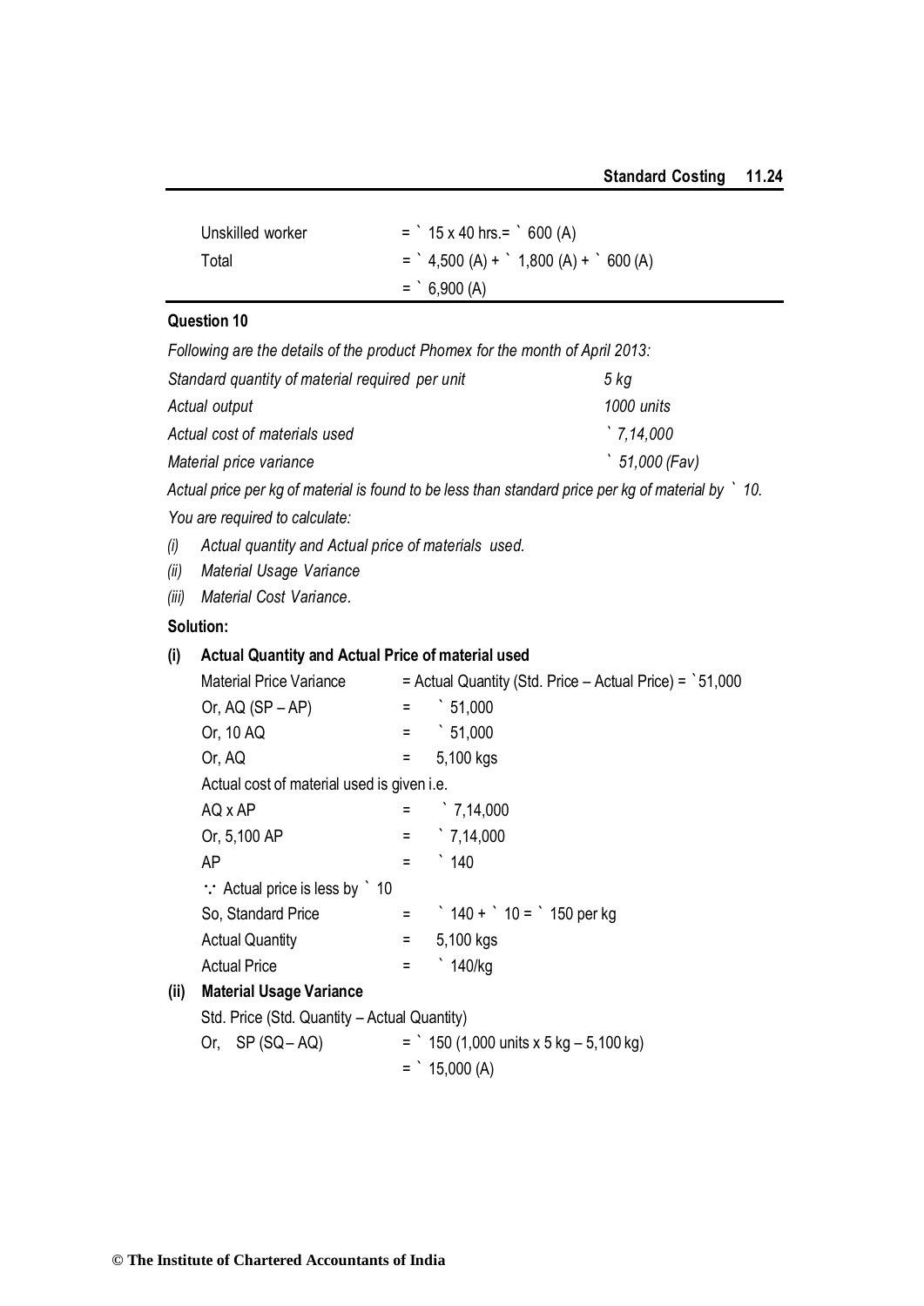| | |
|---|---|
| Unskilled worker | = ` 15 x 40 hrs.= ` 600 (A) |
| Total | = ` 4,500 (A) + ` 1,800 (A) + ` 600 (A) |
| | = ` 6,900 (A) |

**Question 10**

*Following are the details of the product Phomex for the month of April 2013:*

| | |
|---|---|
| *Standard quantity of material required per unit* | *5 kg* |
| *Actual output* | *1000 units* |
| *Actual cost of materials used* | *` 7,14,000* |
| *Material price variance* | *` 51,000 (Fav)* |

*Actual price per kg of material is found to be less than standard price per kg of material by ` 10.*

*You are required to calculate:*

*(i) Actual quantity and Actual price of materials used.*

*(ii) Material Usage Variance*

*(iii) Material Cost Variance.*

**Solution:**

**(i) Actual Quantity and Actual Price of material used**

| | | |
|---|---|---|
| Material Price Variance | | = Actual Quantity (Std. Price – Actual Price) = `51,000 |
| Or, AQ (SP – AP) | = | ` 51,000 |
| Or, 10 AQ | = | ` 51,000 |
| Or, AQ | = | 5,100 kgs |

Actual cost of material used is given i.e.

| | | |
|---|---|---|
| AQ x AP | = | ` 7,14,000 |
| Or, 5,100 AP | = | ` 7,14,000 |
| AP | = | ` 140 |

∵ Actual price is less by ` 10

| | | |
|---|---|---|
| So, Standard Price | = | ` 140 + ` 10 = ` 150 per kg |
| Actual Quantity | = | 5,100 kgs |
| Actual Price | = | ` 140/kg |

**(ii) Material Usage Variance**

Std. Price (Std. Quantity – Actual Quantity)

| | |
|---|---|
| Or, SP (SQ – AQ) | = ` 150 (1,000 units x 5 kg – 5,100 kg) |
| | = ` 15,000 (A) |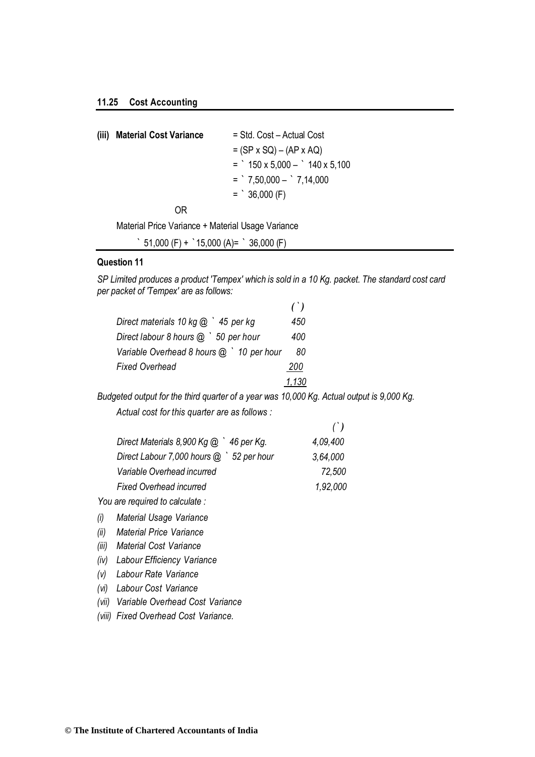**(iii) Material Cost Variance** = Std. Cost – Actual Cost

= (SP x SQ) – (AP x AQ)

= ` 150 x 5,000 – ` 140 x 5,100

= ` 7,50,000 – ` 7,14,000

= ` 36,000 (F)

OR

Material Price Variance + Material Usage Variance

` 51,000 (F) + `15,000 (A)= ` 36,000 (F)

**Question 11**

*SP Limited produces a product 'Tempex' which is sold in a 10 Kg. packet. The standard cost card per packet of 'Tempex' are as follows:*

| | *(`)* |
|---|---|
| *Direct materials 10 kg @ ` 45 per kg* | *450* |
| *Direct labour 8 hours @ ` 50 per hour* | *400* |
| *Variable Overhead 8 hours @ ` 10 per hour* | *80* |
| *Fixed Overhead* | *200* |
| | *1,130* |

*Budgeted output for the third quarter of a year was 10,000 Kg. Actual output is 9,000 Kg.*

*Actual cost for this quarter are as follows :*

| | *(`)* |
|---|---|
| *Direct Materials 8,900 Kg @ ` 46 per Kg.* | *4,09,400* |
| *Direct Labour 7,000 hours @ ` 52 per hour* | *3,64,000* |
| *Variable Overhead incurred* | *72,500* |
| *Fixed Overhead incurred* | *1,92,000* |

*You are required to calculate :*

*(i) Material Usage Variance*

*(ii) Material Price Variance*

*(iii) Material Cost Variance*

*(iv) Labour Efficiency Variance*

*(v) Labour Rate Variance*

*(vi) Labour Cost Variance*

*(vii) Variable Overhead Cost Variance*

*(viii) Fixed Overhead Cost Variance.*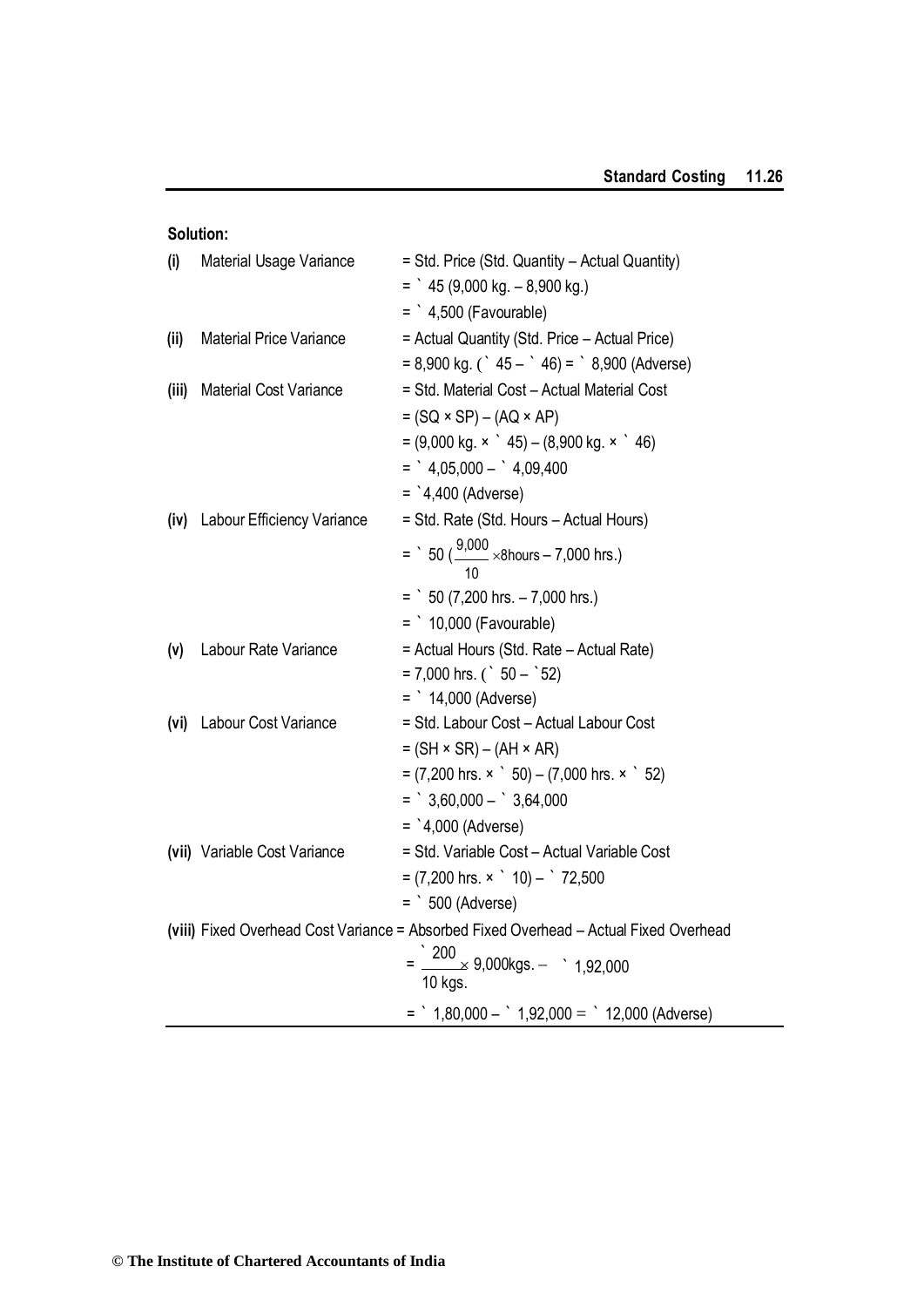**Solution:**

**(i)** Material Usage Variance = Std. Price (Std. Quantity – Actual Quantity)

= ` 45 (9,000 kg. – 8,900 kg.)

= ` 4,500 (Favourable)

**(ii)** Material Price Variance = Actual Quantity (Std. Price – Actual Price)

= 8,900 kg. (` 45 – ` 46) = ` 8,900 (Adverse)

**(iii)** Material Cost Variance = Std. Material Cost – Actual Material Cost

= (SQ × SP) – (AQ × AP)

= (9,000 kg. × ` 45) – (8,900 kg. × ` 46)

= ` 4,05,000 – ` 4,09,400

= `4,400 (Adverse)

**(iv)** Labour Efficiency Variance = Std. Rate (Std. Hours – Actual Hours)

= ` 50 ($\frac{9,000}{10} \times 8$hours – 7,000 hrs.)

= ` 50 (7,200 hrs. – 7,000 hrs.)

= ` 10,000 (Favourable)

**(v)** Labour Rate Variance = Actual Hours (Std. Rate – Actual Rate)

= 7,000 hrs. (` 50 – `52)

= ` 14,000 (Adverse)

**(vi)** Labour Cost Variance = Std. Labour Cost – Actual Labour Cost

= (SH × SR) – (AH × AR)

= (7,200 hrs. × ` 50) – (7,000 hrs. × ` 52)

= ` 3,60,000 – ` 3,64,000

= `4,000 (Adverse)

**(vii)** Variable Cost Variance = Std. Variable Cost – Actual Variable Cost

= (7,200 hrs. × ` 10) – ` 72,500

= ` 500 (Adverse)

**(viii)** Fixed Overhead Cost Variance = Absorbed Fixed Overhead – Actual Fixed Overhead

= $\frac{\text{` } 200}{10 \text{ kgs.}} \times$ 9,000kgs. – ` 1,92,000

= ` 1,80,000 – ` 1,92,000 = ` 12,000 (Adverse)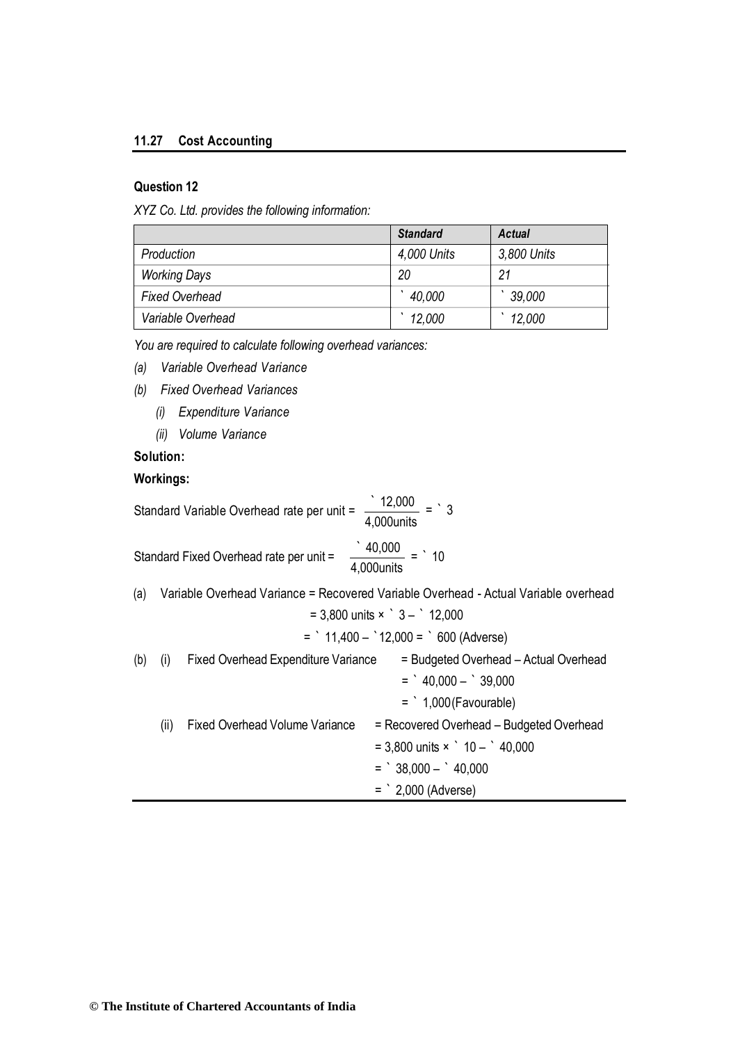**Question 12**

*XYZ Co. Ltd. provides the following information:*

| | *Standard* | *Actual* |
|---|---|---|
| *Production* | *4,000 Units* | *3,800 Units* |
| *Working Days* | *20* | *21* |
| *Fixed Overhead* | *` 40,000* | *` 39,000* |
| *Variable Overhead* | *` 12,000* | *` 12,000* |

*You are required to calculate following overhead variances:*

*(a) Variable Overhead Variance*

*(b) Fixed Overhead Variances*

*(i) Expenditure Variance*

*(ii) Volume Variance*

**Solution:**

**Workings:**

Standard Variable Overhead rate per unit = $\frac{\text{` } 12{,}000}{4{,}000\text{units}}$ = ` 3

Standard Fixed Overhead rate per unit = $\frac{\text{` } 40{,}000}{4{,}000\text{units}}$ = ` 10

(a) Variable Overhead Variance = Recovered Variable Overhead - Actual Variable overhead

= 3,800 units × ` 3 – ` 12,000

= ` 11,400 – `12,000 = ` 600 (Adverse)

(b) (i) Fixed Overhead Expenditure Variance = Budgeted Overhead – Actual Overhead

= ` 40,000 – ` 39,000

= ` 1,000 (Favourable)

(ii) Fixed Overhead Volume Variance = Recovered Overhead – Budgeted Overhead

= 3,800 units × ` 10 – ` 40,000

= ` 38,000 – ` 40,000

= ` 2,000 (Adverse)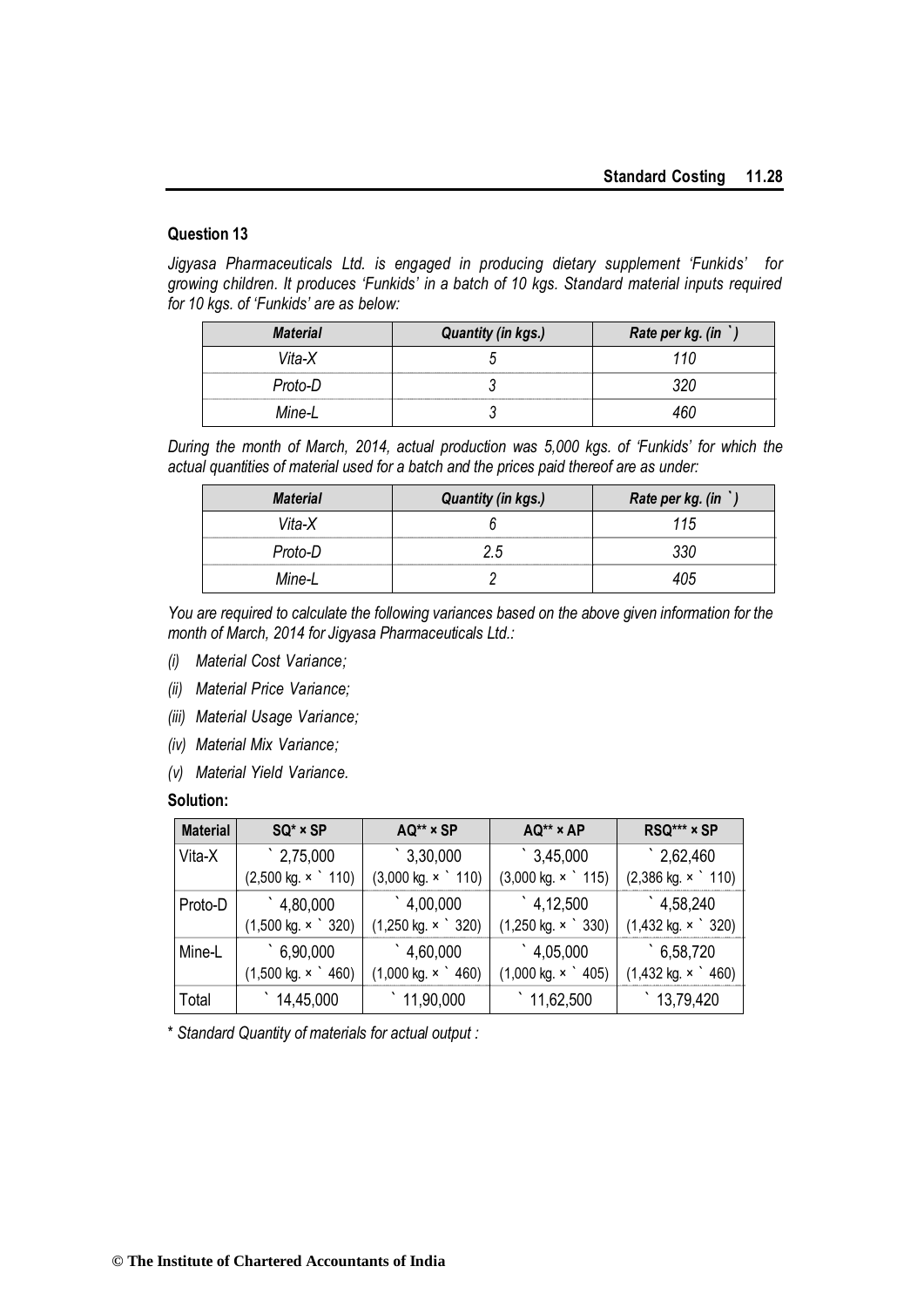### Question 13

*Jigyasa Pharmaceuticals Ltd. is engaged in producing dietary supplement 'Funkids' for growing children. It produces 'Funkids' in a batch of 10 kgs. Standard material inputs required for 10 kgs. of 'Funkids' are as below:*

| *Material* | *Quantity (in kgs.)* | *Rate per kg. (in ` )* |
|---|---|---|
| *Vita-X* | *5* | *110* |
| *Proto-D* | *3* | *320* |
| *Mine-L* | *3* | *460* |

*During the month of March, 2014, actual production was 5,000 kgs. of 'Funkids' for which the actual quantities of material used for a batch and the prices paid thereof are as under:*

| *Material* | *Quantity (in kgs.)* | *Rate per kg. (in ` )* |
|---|---|---|
| *Vita-X* | *6* | *115* |
| *Proto-D* | *2.5* | *330* |
| *Mine-L* | *2* | *405* |

*You are required to calculate the following variances based on the above given information for the month of March, 2014 for Jigyasa Pharmaceuticals Ltd.:*

*(i) Material Cost Variance;*

*(ii) Material Price Variance;*

*(iii) Material Usage Variance;*

*(iv) Material Mix Variance;*

*(v) Material Yield Variance.*

**Solution:**

| Material | SQ* × SP | AQ** × SP | AQ** × AP | RSQ*** × SP |
|---|---|---|---|---|
| Vita-X | ` 2,75,000 (2,500 kg. × ` 110) | ` 3,30,000 (3,000 kg. × ` 110) | ` 3,45,000 (3,000 kg. × ` 115) | ` 2,62,460 (2,386 kg. × ` 110) |
| Proto-D | ` 4,80,000 (1,500 kg. × ` 320) | ` 4,00,000 (1,250 kg. × ` 320) | ` 4,12,500 (1,250 kg. × ` 330) | ` 4,58,240 (1,432 kg. × ` 320) |
| Mine-L | ` 6,90,000 (1,500 kg. × ` 460) | ` 4,60,000 (1,000 kg. × ` 460) | ` 4,05,000 (1,000 kg. × ` 405) | ` 6,58,720 (1,432 kg. × ` 460) |
| Total | ` 14,45,000 | ` 11,90,000 | ` 11,62,500 | ` 13,79,420 |

\* *Standard Quantity of materials for actual output :*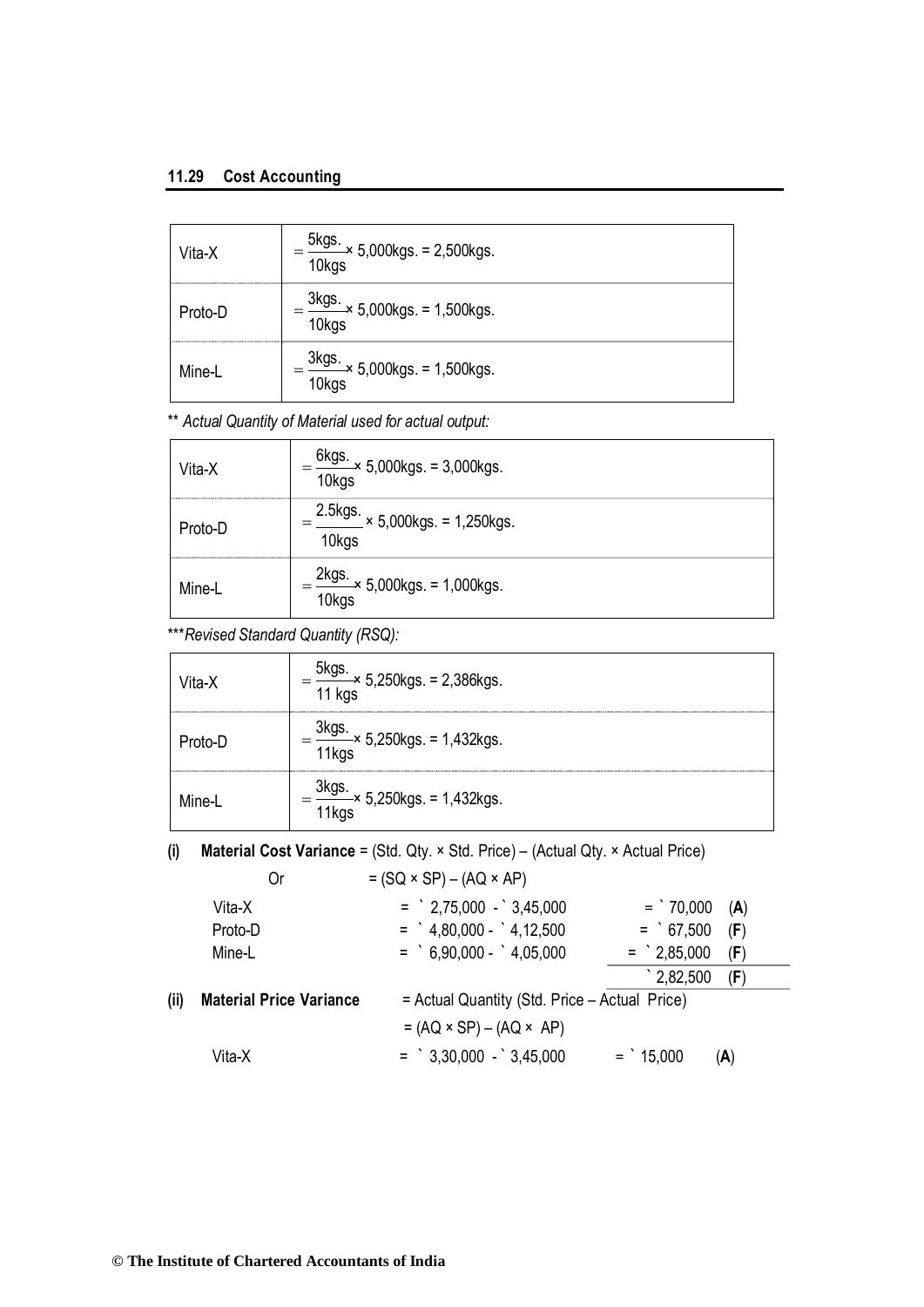| Vita-X | $= \frac{5kgs.}{10kgs} \times 5,000kgs. = 2,500kgs.$ |
|---|---|
| Proto-D | $= \frac{3kgs.}{10kgs} \times 5,000kgs. = 1,500kgs.$ |
| Mine-L | $= \frac{3kgs.}{10kgs} \times 5,000kgs. = 1,500kgs.$ |

** *Actual Quantity of Material used for actual output:*

| Vita-X | $= \frac{6kgs.}{10kgs} \times 5,000kgs. = 3,000kgs.$ |
|---|---|
| Proto-D | $= \frac{2.5kgs.}{10kgs} \times 5,000kgs. = 1,250kgs.$ |
| Mine-L | $= \frac{2kgs.}{10kgs} \times 5,000kgs. = 1,000kgs.$ |

****Revised Standard Quantity (RSQ):*

| Vita-X | $= \frac{5kgs.}{11 kgs} \times 5,250kgs. = 2,386kgs.$ |
|---|---|
| Proto-D | $= \frac{3kgs.}{11kgs} \times 5,250kgs. = 1,432kgs.$ |
| Mine-L | $= \frac{3kgs.}{11kgs} \times 5,250kgs. = 1,432kgs.$ |

**(i) Material Cost Variance** = (Std. Qty. × Std. Price) – (Actual Qty. × Actual Price)

Or = (SQ × SP) – (AQ × AP)

| | | | |
|---|---|---|---|
| Vita-X | = ` 2,75,000 - ` 3,45,000 | = ` 70,000 | (**A**) |
| Proto-D | = ` 4,80,000 - ` 4,12,500 | = ` 67,500 | (**F**) |
| Mine-L | = ` 6,90,000 - ` 4,05,000 | = ` 2,85,000 | (**F**) |
| | | ` 2,82,500 | (**F**) |

**(ii) Material Price Variance** = Actual Quantity (Std. Price – Actual Price)

= (AQ × SP) – (AQ × AP)

| | | | |
|---|---|---|---|
| Vita-X | = ` 3,30,000 - ` 3,45,000 | = ` 15,000 | (**A**) |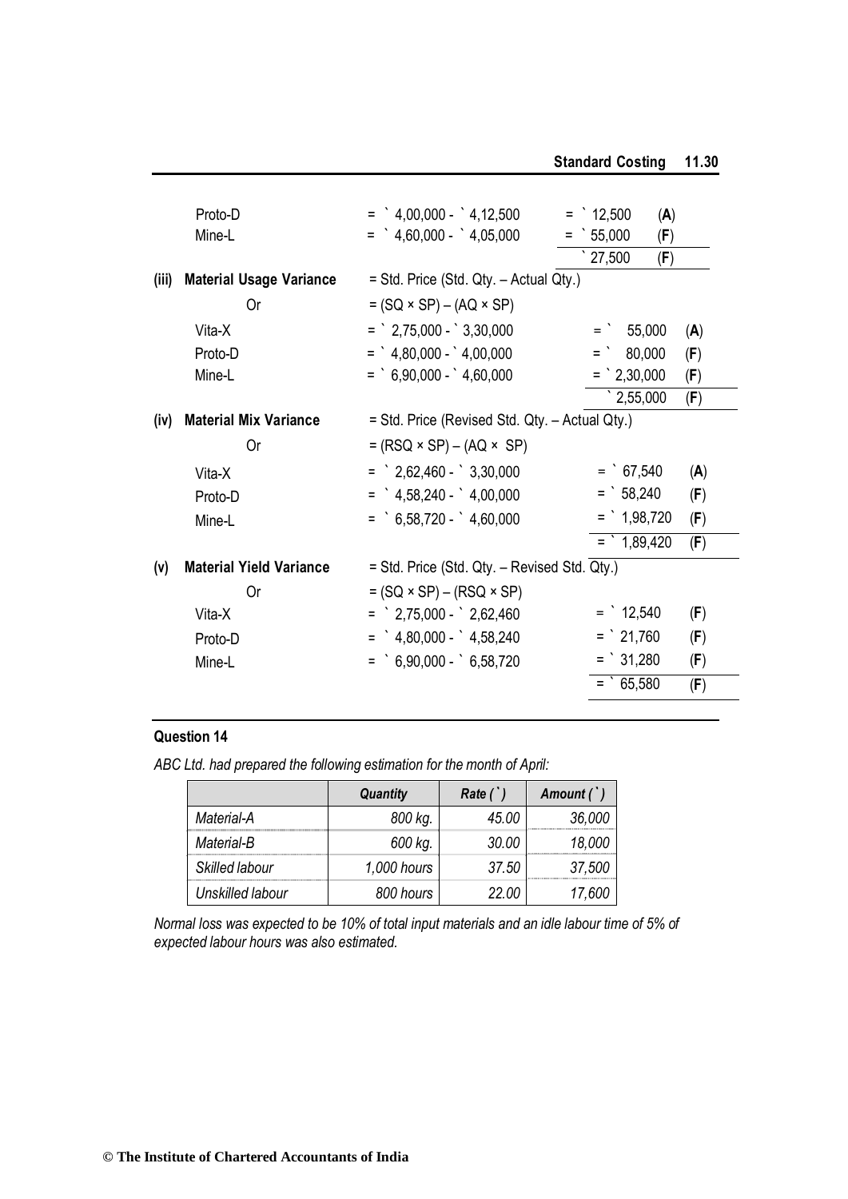| | | | |
|---|---|---|---|
| Proto-D | = ` 4,00,000 - ` 4,12,500 | = ` 12,500 | (**A**) |
| Mine-L | = ` 4,60,000 - ` 4,05,000 | = ` 55,000 | (**F**) |
| | | ` 27,500 | (**F**) |

**(iii) Material Usage Variance** = Std. Price (Std. Qty. – Actual Qty.)

Or = (SQ × SP) – (AQ × SP)

| | | | |
|---|---|---|---|
| Vita-X | = ` 2,75,000 - ` 3,30,000 | = ` 55,000 | (**A**) |
| Proto-D | = ` 4,80,000 - ` 4,00,000 | = ` 80,000 | (**F**) |
| Mine-L | = ` 6,90,000 - ` 4,60,000 | = ` 2,30,000 | (**F**) |
| | | ` 2,55,000 | (**F**) |

**(iv) Material Mix Variance** = Std. Price (Revised Std. Qty. – Actual Qty.)

Or = (RSQ × SP) – (AQ × SP)

| | | | |
|---|---|---|---|
| Vita-X | = ` 2,62,460 - ` 3,30,000 | = ` 67,540 | (**A**) |
| Proto-D | = ` 4,58,240 - ` 4,00,000 | = ` 58,240 | (**F**) |
| Mine-L | = ` 6,58,720 - ` 4,60,000 | = ` 1,98,720 | (**F**) |
| | | = ` 1,89,420 | (**F**) |

**(v) Material Yield Variance** = Std. Price (Std. Qty. – Revised Std. Qty.)

Or = (SQ × SP) – (RSQ × SP)

| | | | |
|---|---|---|---|
| Vita-X | = ` 2,75,000 - ` 2,62,460 | = ` 12,540 | (**F**) |
| Proto-D | = ` 4,80,000 - ` 4,58,240 | = ` 21,760 | (**F**) |
| Mine-L | = ` 6,90,000 - ` 6,58,720 | = ` 31,280 | (**F**) |
| | | = ` 65,580 | (**F**) |

## Question 14

*ABC Ltd. had prepared the following estimation for the month of April:*

| | Quantity | Rate (`) | Amount (`) |
|---|---|---|---|
| Material-A | 800 kg. | 45.00 | 36,000 |
| Material-B | 600 kg. | 30.00 | 18,000 |
| Skilled labour | 1,000 hours | 37.50 | 37,500 |
| Unskilled labour | 800 hours | 22.00 | 17,600 |

*Normal loss was expected to be 10% of total input materials and an idle labour time of 5% of expected labour hours was also estimated.*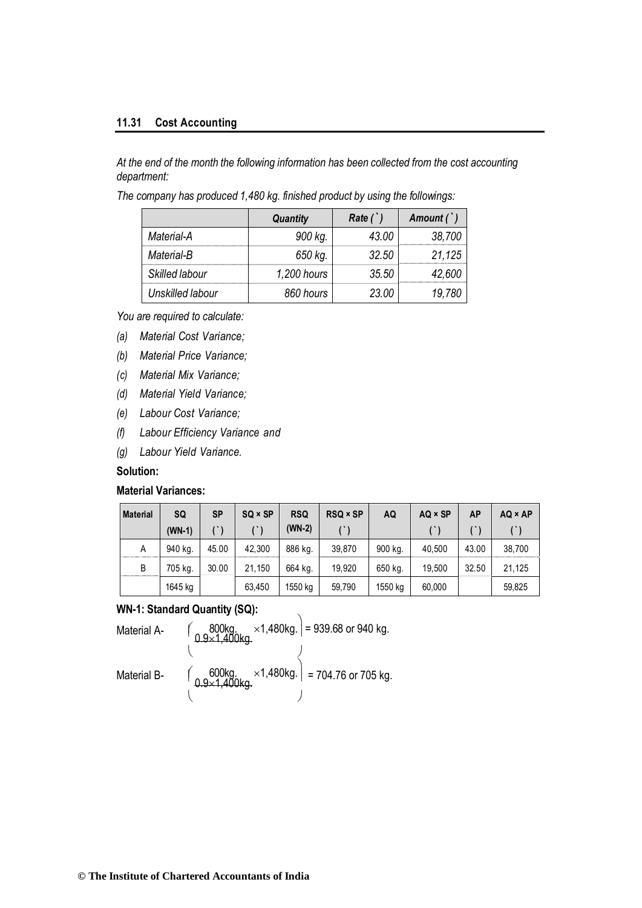*At the end of the month the following information has been collected from the cost accounting department:*

*The company has produced 1,480 kg. finished product by using the followings:*

| | *Quantity* | *Rate (`)* | *Amount (`)* |
|---|---|---|---|
| *Material-A* | *900 kg.* | *43.00* | *38,700* |
| *Material-B* | *650 kg.* | *32.50* | *21,125* |
| *Skilled labour* | *1,200 hours* | *35.50* | *42,600* |
| *Unskilled labour* | *860 hours* | *23.00* | *19,780* |

*You are required to calculate:*

*(a) Material Cost Variance;*

*(b) Material Price Variance;*

*(c) Material Mix Variance;*

*(d) Material Yield Variance;*

*(e) Labour Cost Variance;*

*(f) Labour Efficiency Variance and*

*(g) Labour Yield Variance.*

**Solution:**

**Material Variances:**

| Material | SQ (WN-1) | SP (`) | SQ × SP (`) | RSQ (WN-2) | RSQ × SP (`) | AQ | AQ × SP (`) | AP (`) | AQ × AP (`) |
|---|---|---|---|---|---|---|---|---|---|
| A | 940 kg. | 45.00 | 42,300 | 886 kg. | 39,870 | 900 kg. | 40,500 | 43.00 | 38,700 |
| B | 705 kg. | 30.00 | 21,150 | 664 kg. | 19,920 | 650 kg. | 19,500 | 32.50 | 21,125 |
| | 1645 kg | | 63,450 | 1550 kg | 59,790 | 1550 kg | 60,000 | | 59,825 |

**WN-1: Standard Quantity (SQ):**

Material A- $\left(\frac{800\text{kg.}}{0.9\times1,400\text{kg.}}\times1,480\text{kg.}\right)$ = 939.68 or 940 kg.

Material B- $\left(\frac{600\text{kg.}}{0.9\times1,400\text{kg.}}\times1,480\text{kg.}\right)$ = 704.76 or 705 kg.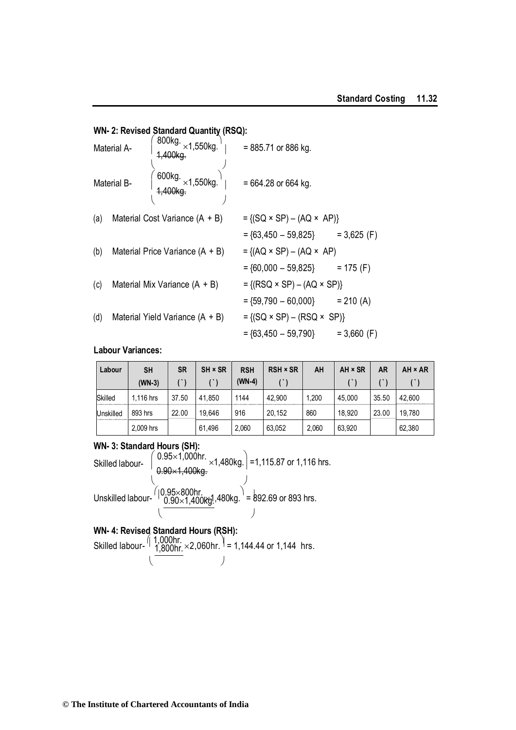**WN- 2: Revised Standard Quantity (RSQ):**

Material A- $\left(\frac{800\text{kg.}}{1{,}400\text{kg.}} \times 1{,}550\text{kg.}\right)$ = 885.71 or 886 kg.

Material B- $\left(\frac{600\text{kg.}}{1{,}400\text{kg.}} \times 1{,}550\text{kg.}\right)$ = 664.28 or 664 kg.

(a) Material Cost Variance (A + B) = {(SQ × SP) – (AQ × AP)}
= {63,450 – 59,825} = 3,625 (F)

(b) Material Price Variance (A + B) = {(AQ × SP) – (AQ × AP)
= {60,000 – 59,825} = 175 (F)

(c) Material Mix Variance (A + B) = {(RSQ × SP) – (AQ × SP)}
= {59,790 – 60,000} = 210 (A)

(d) Material Yield Variance (A + B) = {(SQ × SP) – (RSQ × SP)}
= {63,450 – 59,790} = 3,660 (F)

**Labour Variances:**

| Labour | SH (WN-3) | SR (`) | SH × SR (`) | RSH (WN-4) | RSH × SR (`) | AH | AH × SR (`) | AR (`) | AH × AR (`) |
|---|---|---|---|---|---|---|---|---|---|
| Skilled | 1,116 hrs | 37.50 | 41,850 | 1144 | 42,900 | 1,200 | 45,000 | 35.50 | 42,600 |
| Unskilled | 893 hrs | 22.00 | 19,646 | 916 | 20,152 | 860 | 18,920 | 23.00 | 19,780 |
| | 2,009 hrs | | 61,496 | 2,060 | 63,052 | 2,060 | 63,920 | | 62,380 |

**WN- 3: Standard Hours (SH):**

Skilled labour- $\left(\frac{0.95 \times 1{,}000\text{hr.}}{0.90 \times 1{,}400\text{kg.}} \times 1{,}480\text{kg.}\right)$ =1,115.87 or 1,116 hrs.

Unskilled labour- $\left(\frac{0.95 \times 800\text{hr.}}{0.90 \times 1{,}400\text{kg.}} \times 1{,}480\text{kg.}\right)$ = 892.69 or 893 hrs.

**WN- 4: Revised Standard Hours (RSH):**

Skilled labour- $\left(\frac{1{,}000\text{hr.}}{1{,}800\text{hr.}} \times 2{,}060\text{hr.}\right)$ = 1,144.44 or 1,144 hrs.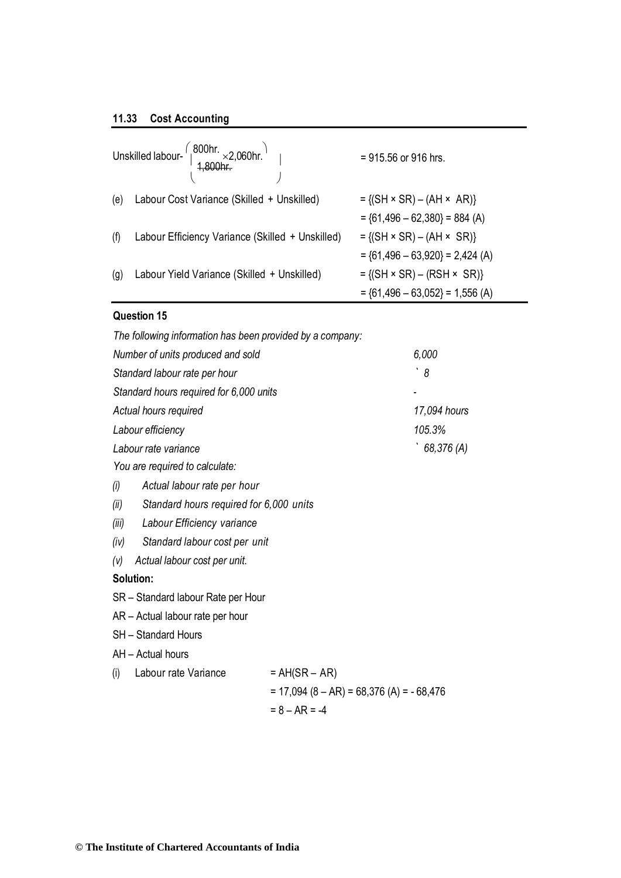Unskilled labour- $\left(\frac{800\text{hr.}}{1,800\text{hr.}} \times 2,060\text{hr.}\right)$ = 915.56 or 916 hrs.

(e) Labour Cost Variance (Skilled + Unskilled) = {(SH × SR) – (AH × AR)}
= {61,496 – 62,380} = 884 (A)

(f) Labour Efficiency Variance (Skilled + Unskilled) = {(SH × SR) – (AH × SR)}
= {61,496 – 63,920} = 2,424 (A)

(g) Labour Yield Variance (Skilled + Unskilled) = {(SH × SR) – (RSH × SR)}
= {61,496 – 63,052} = 1,556 (A)

**Question 15**

*The following information has been provided by a company:*

| | |
|---|---|
| *Number of units produced and sold* | *6,000* |
| *Standard labour rate per hour* | *` 8* |
| *Standard hours required for 6,000 units* | *-* |
| *Actual hours required* | *17,094 hours* |
| *Labour efficiency* | *105.3%* |
| *Labour rate variance* | *` 68,376 (A)* |

*You are required to calculate:*

*(i) Actual labour rate per hour*

*(ii) Standard hours required for 6,000 units*

*(iii) Labour Efficiency variance*

*(iv) Standard labour cost per unit*

*(v) Actual labour cost per unit.*

**Solution:**

SR – Standard labour Rate per Hour

AR – Actual labour rate per hour

SH – Standard Hours

AH – Actual hours

(i) Labour rate Variance = AH(SR – AR)

= 17,094 (8 – AR) = 68,376 (A) = - 68,476

= 8 – AR = -4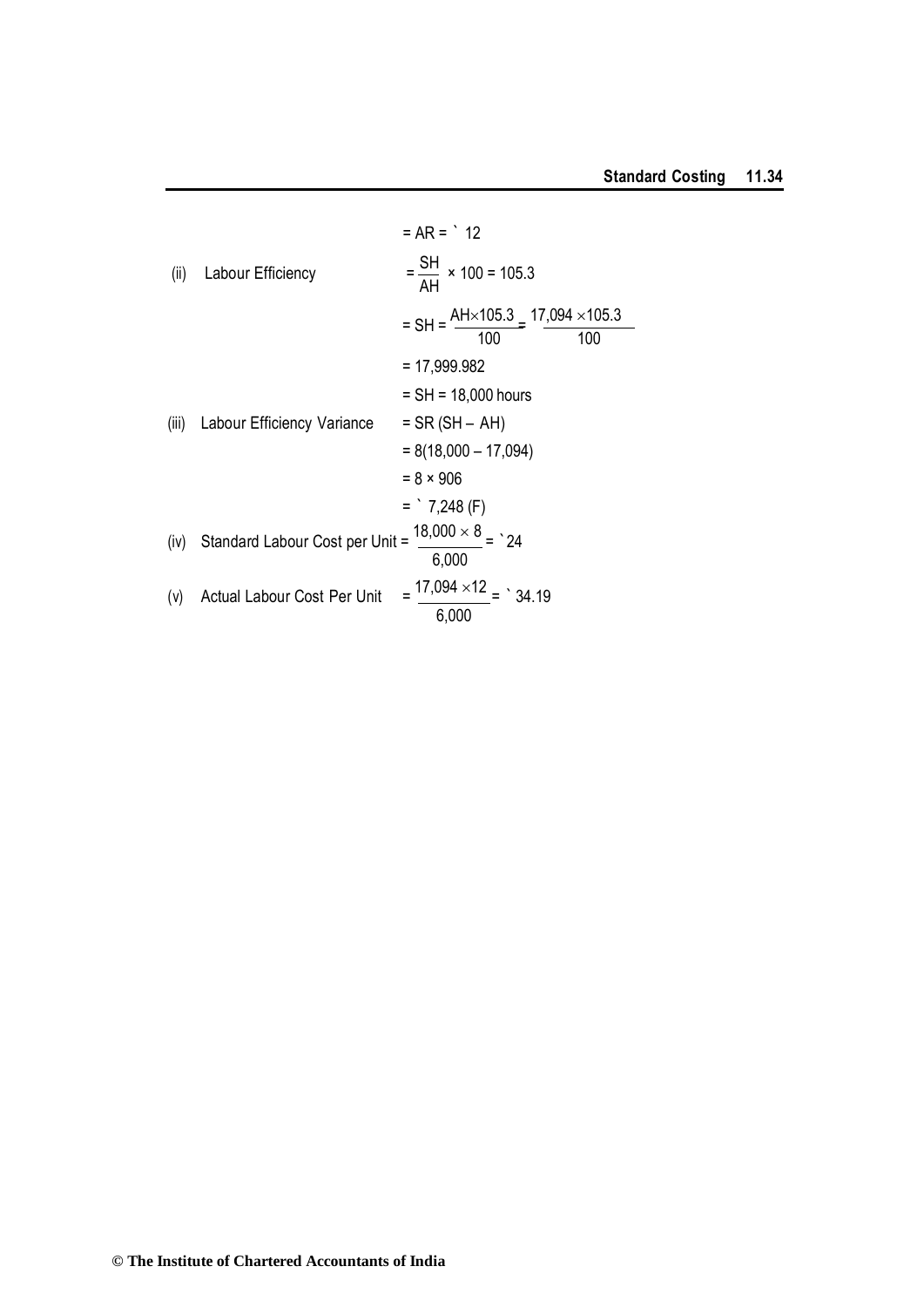$= AR =$ ` 12

(ii) Labour Efficiency $= \frac{SH}{AH} \times 100 = 105.3$

$= SH = \frac{AH \times 105.3}{100} = \frac{17{,}094 \times 105.3}{100}$

$= 17{,}999.982$

$= SH = 18{,}000$ hours

(iii) Labour Efficiency Variance $= SR\ (SH - AH)$

$= 8(18{,}000 - 17{,}094)$

$= 8 \times 906$

$=$ ` 7,248 (F)

(iv) Standard Labour Cost per Unit $= \frac{18{,}000 \times 8}{6{,}000} =$ ` 24

(v) Actual Labour Cost Per Unit $= \frac{17{,}094 \times 12}{6{,}000} =$ ` 34.19